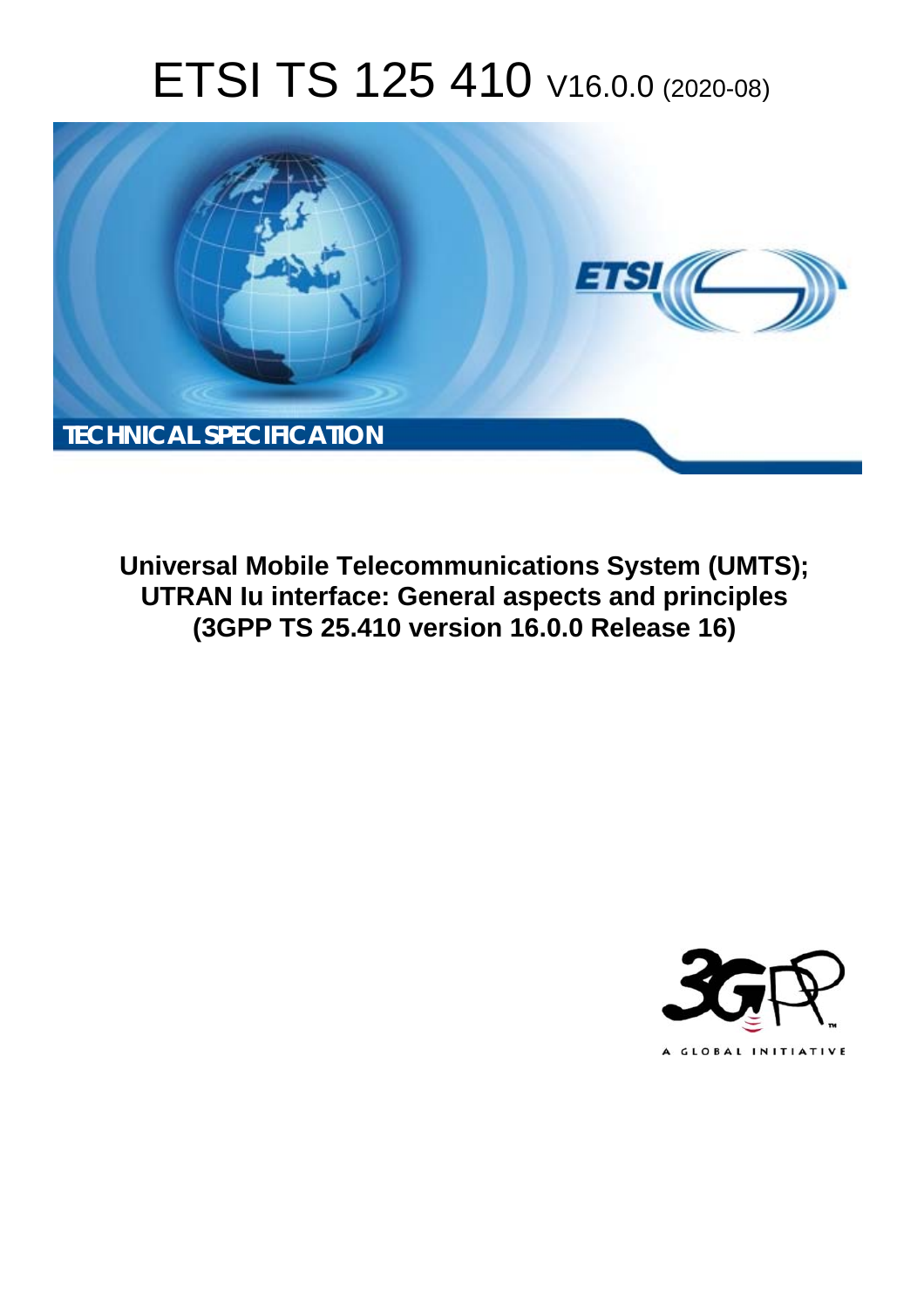# ETSI TS 125 410 V16.0.0 (2020-08)

TECHNICAL SPECIFICATION

**Universal Mobile Telecommunications System (UMTS); UTRAN Iu interface: General aspects and principles (3GPP TS 25.410 version 16.0.0 Release 16)**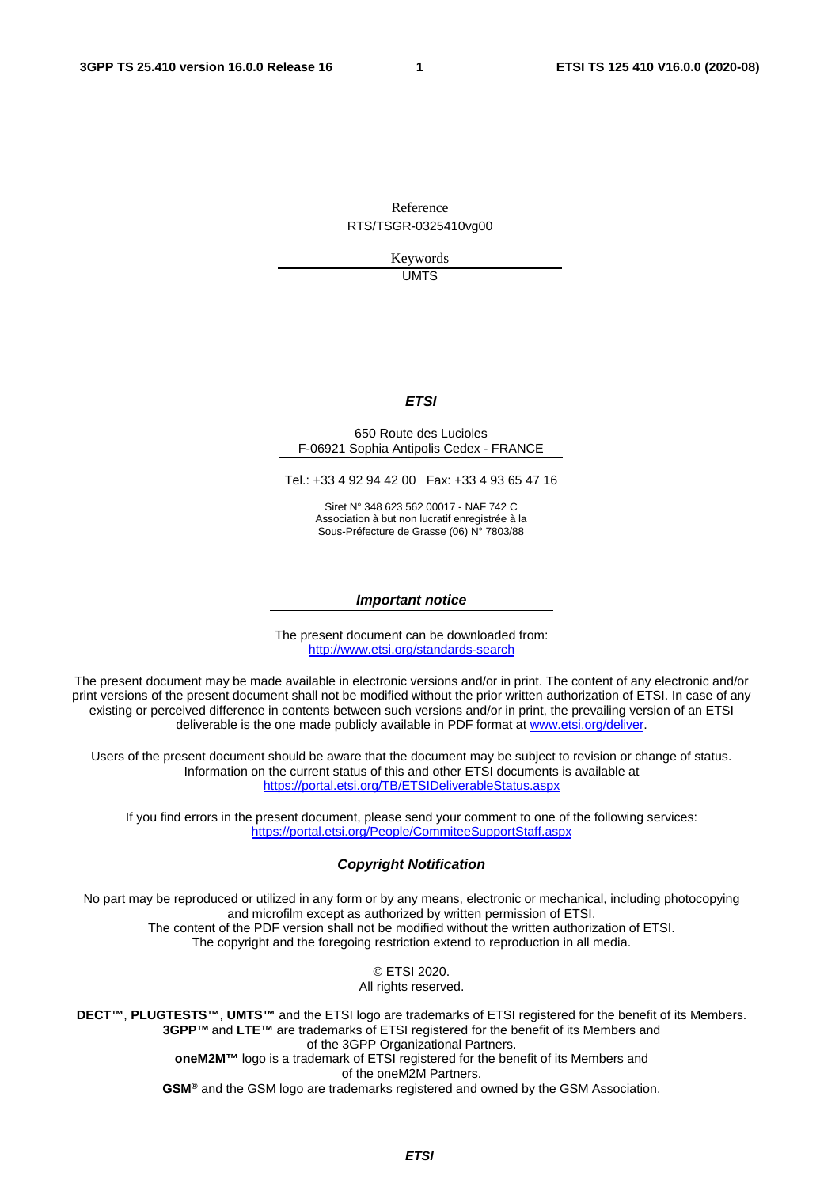Reference

RTS/TSGR-0325410vg00

Keywords

UMTS

***ETSI***

650 Route des Lucioles
F-06921 Sophia Antipolis Cedex - FRANCE

Tel.: +33 4 92 94 42 00 Fax: +33 4 93 65 47 16

Siret N° 348 623 562 00017 - NAF 742 C
Association à but non lucratif enregistrée à la
Sous-Préfecture de Grasse (06) N° 7803/88

***Important notice***

The present document can be downloaded from:
http://www.etsi.org/standards-search

The present document may be made available in electronic versions and/or in print. The content of any electronic and/or print versions of the present document shall not be modified without the prior written authorization of ETSI. In case of any existing or perceived difference in contents between such versions and/or in print, the prevailing version of an ETSI deliverable is the one made publicly available in PDF format at www.etsi.org/deliver.

Users of the present document should be aware that the document may be subject to revision or change of status. Information on the current status of this and other ETSI documents is available at https://portal.etsi.org/TB/ETSIDeliverableStatus.aspx

If you find errors in the present document, please send your comment to one of the following services:
https://portal.etsi.org/People/CommiteeSupportStaff.aspx

***Copyright Notification***

No part may be reproduced or utilized in any form or by any means, electronic or mechanical, including photocopying and microfilm except as authorized by written permission of ETSI.
The content of the PDF version shall not be modified without the written authorization of ETSI.
The copyright and the foregoing restriction extend to reproduction in all media.

© ETSI 2020.
All rights reserved.

**DECT™**, **PLUGTESTS™**, **UMTS™** and the ETSI logo are trademarks of ETSI registered for the benefit of its Members.
**3GPP™** and **LTE™** are trademarks of ETSI registered for the benefit of its Members and of the 3GPP Organizational Partners.
**oneM2M™** logo is a trademark of ETSI registered for the benefit of its Members and of the oneM2M Partners.
**GSM®** and the GSM logo are trademarks registered and owned by the GSM Association.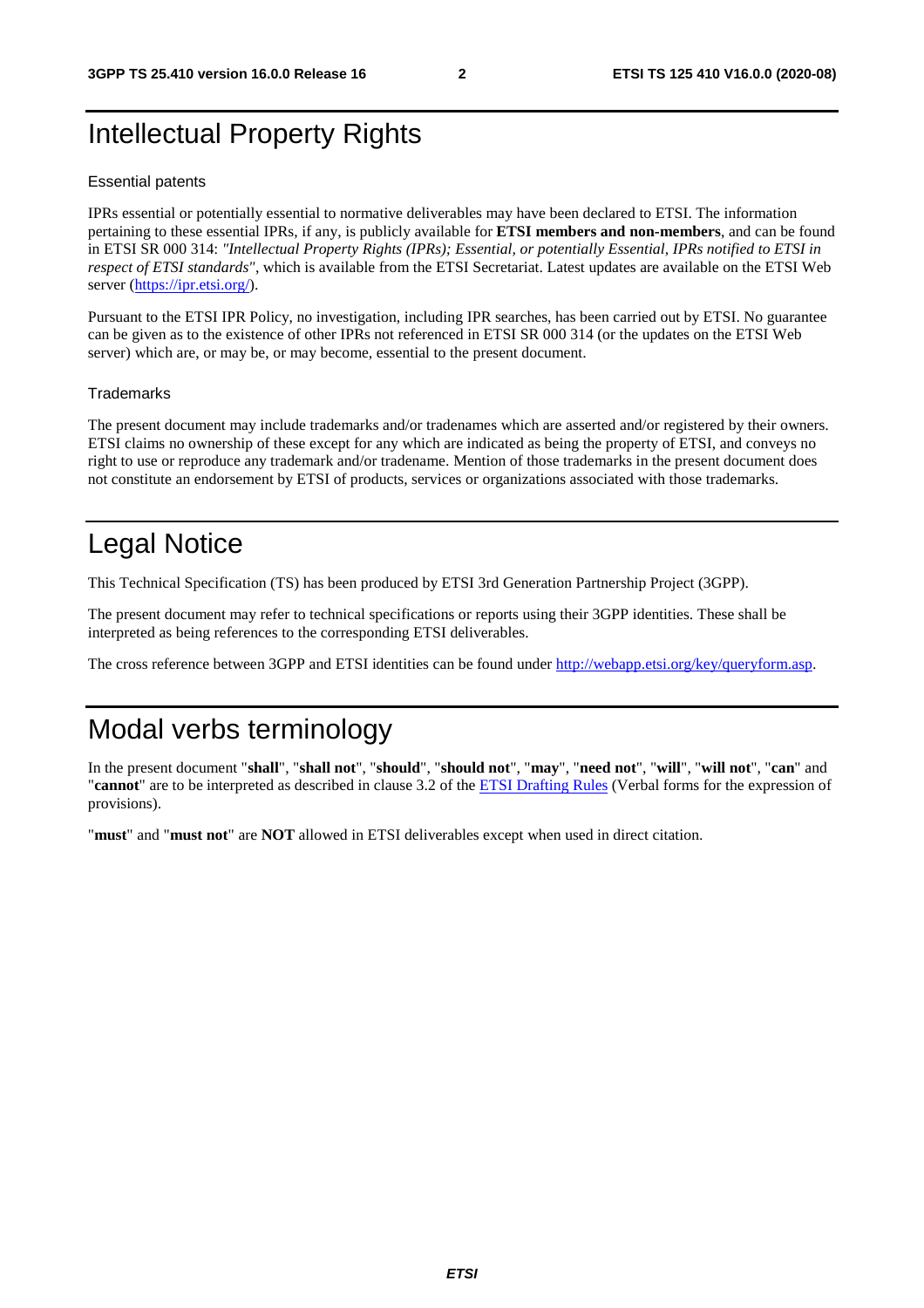# Intellectual Property Rights

## Essential patents

IPRs essential or potentially essential to normative deliverables may have been declared to ETSI. The information pertaining to these essential IPRs, if any, is publicly available for **ETSI members and non-members**, and can be found in ETSI SR 000 314: *"Intellectual Property Rights (IPRs); Essential, or potentially Essential, IPRs notified to ETSI in respect of ETSI standards"*, which is available from the ETSI Secretariat. Latest updates are available on the ETSI Web server (https://ipr.etsi.org/).

Pursuant to the ETSI IPR Policy, no investigation, including IPR searches, has been carried out by ETSI. No guarantee can be given as to the existence of other IPRs not referenced in ETSI SR 000 314 (or the updates on the ETSI Web server) which are, or may be, or may become, essential to the present document.

## Trademarks

The present document may include trademarks and/or tradenames which are asserted and/or registered by their owners. ETSI claims no ownership of these except for any which are indicated as being the property of ETSI, and conveys no right to use or reproduce any trademark and/or tradename. Mention of those trademarks in the present document does not constitute an endorsement by ETSI of products, services or organizations associated with those trademarks.

# Legal Notice

This Technical Specification (TS) has been produced by ETSI 3rd Generation Partnership Project (3GPP).

The present document may refer to technical specifications or reports using their 3GPP identities. These shall be interpreted as being references to the corresponding ETSI deliverables.

The cross reference between 3GPP and ETSI identities can be found under http://webapp.etsi.org/key/queryform.asp.

# Modal verbs terminology

In the present document "**shall**", "**shall not**", "**should**", "**should not**", "**may**", "**need not**", "**will**", "**will not**", "**can**" and "**cannot**" are to be interpreted as described in clause 3.2 of the ETSI Drafting Rules (Verbal forms for the expression of provisions).

"**must**" and "**must not**" are **NOT** allowed in ETSI deliverables except when used in direct citation.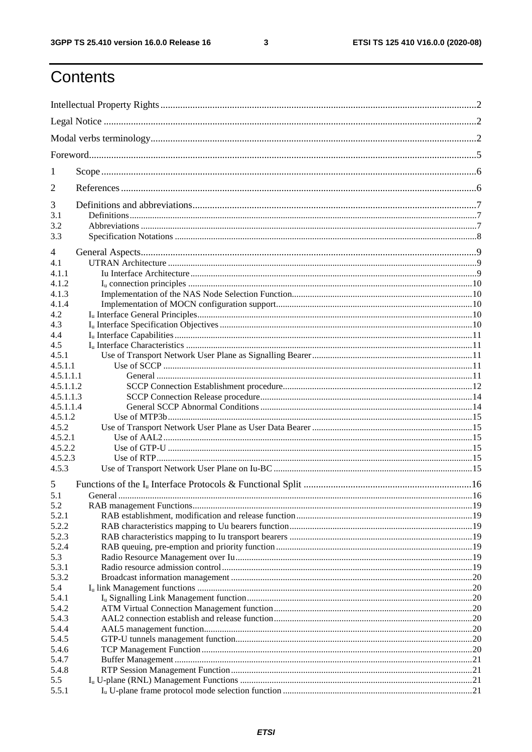# Contents

Intellectual Property Rights ... 2

Legal Notice ... 2

Modal verbs terminology ... 2

Foreword ... 5

1 Scope ... 6

2 References ... 6

3 Definitions and abbreviations ... 7

3.1 Definitions ... 7

3.2 Abbreviations ... 7

3.3 Specification Notations ... 8

4 General Aspects ... 9

4.1 UTRAN Architecture ... 9

4.1.1 Iu Interface Architecture ... 9

4.1.2 $I_u$ connection principles ... 10

4.1.3 Implementation of the NAS Node Selection Function ... 10

4.1.4 Implementation of MOCN configuration support ... 10

4.2 $I_u$ Interface General Principles ... 10

4.3 $I_u$ Interface Specification Objectives ... 10

4.4 $I_u$ Interface Capabilities ... 11

4.5 $I_u$ Interface Characteristics ... 11

4.5.1 Use of Transport Network User Plane as Signalling Bearer ... 11

4.5.1.1 Use of SCCP ... 11

4.5.1.1.1 General ... 11

4.5.1.1.2 SCCP Connection Establishment procedure ... 12

4.5.1.1.3 SCCP Connection Release procedure ... 14

4.5.1.1.4 General SCCP Abnormal Conditions ... 14

4.5.1.2 Use of MTP3b ... 15

4.5.2 Use of Transport Network User Plane as User Data Bearer ... 15

4.5.2.1 Use of AAL2 ... 15

4.5.2.2 Use of GTP-U ... 15

4.5.2.3 Use of RTP ... 15

4.5.3 Use of Transport Network User Plane on Iu-BC ... 15

5 Functions of the $I_u$ Interface Protocols & Functional Split ... 16

5.1 General ... 16

5.2 RAB management Functions ... 19

5.2.1 RAB establishment, modification and release function ... 19

5.2.2 RAB characteristics mapping to Uu bearers function ... 19

5.2.3 RAB characteristics mapping to Iu transport bearers ... 19

5.2.4 RAB queuing, pre-emption and priority function ... 19

5.3 Radio Resource Management over Iu ... 19

5.3.1 Radio resource admission control ... 19

5.3.2 Broadcast information management ... 20

5.4 $I_u$ link Management functions ... 20

5.4.1 $I_u$ Signalling Link Management function ... 20

5.4.2 ATM Virtual Connection Management function ... 20

5.4.3 AAL2 connection establish and release function ... 20

5.4.4 AAL5 management function ... 20

5.4.5 GTP-U tunnels management function ... 20

5.4.6 TCP Management Function ... 20

5.4.7 Buffer Management ... 21

5.4.8 RTP Session Management Function ... 21

5.5 $I_u$ U-plane (RNL) Management Functions ... 21

5.5.1 $I_u$ U-plane frame protocol mode selection function ... 21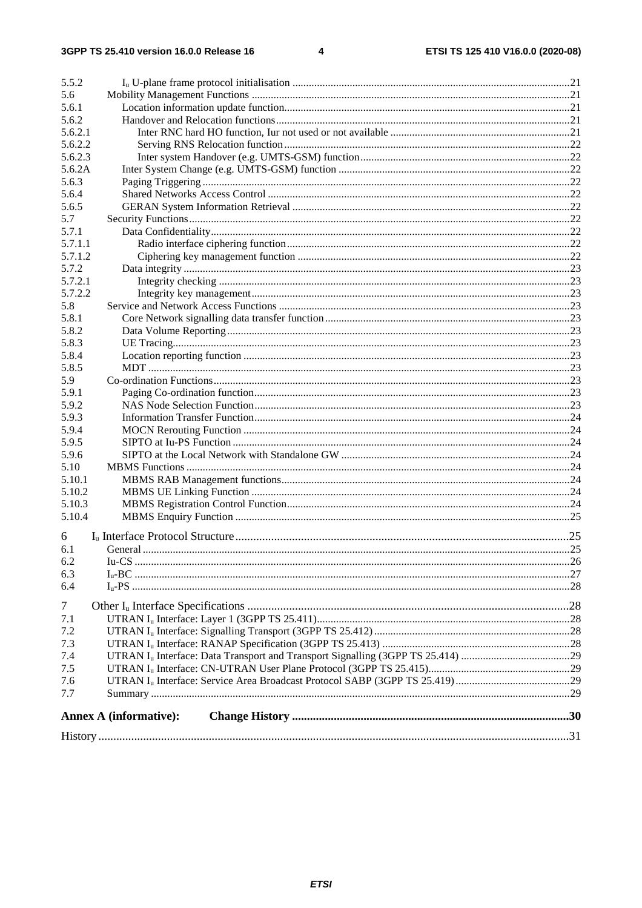5.5.2 $I_u$ U-plane frame protocol initialisation ....................................................................................................21
5.6 Mobility Management Functions ...................................................................................................................21
5.6.1 Location information update function.......................................................................................................21
5.6.2 Handover and Relocation functions..........................................................................................................21
5.6.2.1 Inter RNC hard HO function, Iur not used or not available .................................................................21
5.6.2.2 Serving RNS Relocation function .......................................................................................................22
5.6.2.3 Inter system Handover (e.g. UMTS-GSM) function............................................................................22
5.6.2A Inter System Change (e.g. UMTS-GSM) function ....................................................................................22
5.6.3 Paging Triggering ......................................................................................................................................22
5.6.4 Shared Networks Access Control .............................................................................................................22
5.6.5 GERAN System Information Retrieval ....................................................................................................22
5.7 Security Functions...........................................................................................................................................22
5.7.1 Data Confidentiality..................................................................................................................................22
5.7.1.1 Radio interface ciphering function......................................................................................................22
5.7.1.2 Ciphering key management function ..................................................................................................22
5.7.2 Data integrity ............................................................................................................................................23
5.7.2.1 Integrity checking ...............................................................................................................................23
5.7.2.2 Integrity key management...................................................................................................................23
5.8 Service and Network Access Functions ..........................................................................................................23
5.8.1 Core Network signalling data transfer function.........................................................................................23
5.8.2 Data Volume Reporting.............................................................................................................................23
5.8.3 UE Tracing................................................................................................................................................23
5.8.4 Location reporting function .......................................................................................................................23
5.8.5 MDT .........................................................................................................................................................23
5.9 Co-ordination Functions.................................................................................................................................23
5.9.1 Paging Co-ordination function..................................................................................................................23
5.9.2 NAS Node Selection Function...................................................................................................................23
5.9.3 Information Transfer Function...................................................................................................................24
5.9.4 MOCN Rerouting Function ......................................................................................................................24
5.9.5 SIPTO at Iu-PS Function ..........................................................................................................................24
5.9.6 SIPTO at the Local Network with Standalone GW ...................................................................................24
5.10 MBMS Functions ...........................................................................................................................................24
5.10.1 MBMS RAB Management functions.........................................................................................................24
5.10.2 MBMS UE Linking Function ...................................................................................................................24
5.10.3 MBMS Registration Control Function.......................................................................................................24
5.10.4 MBMS Enquiry Function .........................................................................................................................25

6 $I_u$ Interface Protocol Structure................................................................................................................25
6.1 General ...........................................................................................................................................................25
6.2 Iu-CS ..............................................................................................................................................................26
6.3 $I_u$-BC ..............................................................................................................................................................27
6.4 $I_u$-PS ..............................................................................................................................................................28

7 Other $I_u$ Interface Specifications ...........................................................................................................28
7.1 UTRAN $I_u$ Interface: Layer 1 (3GPP TS 25.411)...........................................................................................28
7.2 UTRAN $I_u$ Interface: Signalling Transport (3GPP TS 25.412).......................................................................28
7.3 UTRAN $I_u$ Interface: RANAP Specification (3GPP TS 25.413) ....................................................................28
7.4 UTRAN $I_u$ Interface: Data Transport and Transport Signalling (3GPP TS 25.414) ........................................29
7.5 UTRAN $I_u$ Interface: CN-UTRAN User Plane Protocol (3GPP TS 25.415)...................................................29
7.6 UTRAN $I_u$ Interface: Service Area Broadcast Protocol SABP (3GPP TS 25.419).........................................29
7.7 Summary ........................................................................................................................................................29

**Annex A (informative): Change History ..........................................................................................30**

History ..........................................................................................................................................................31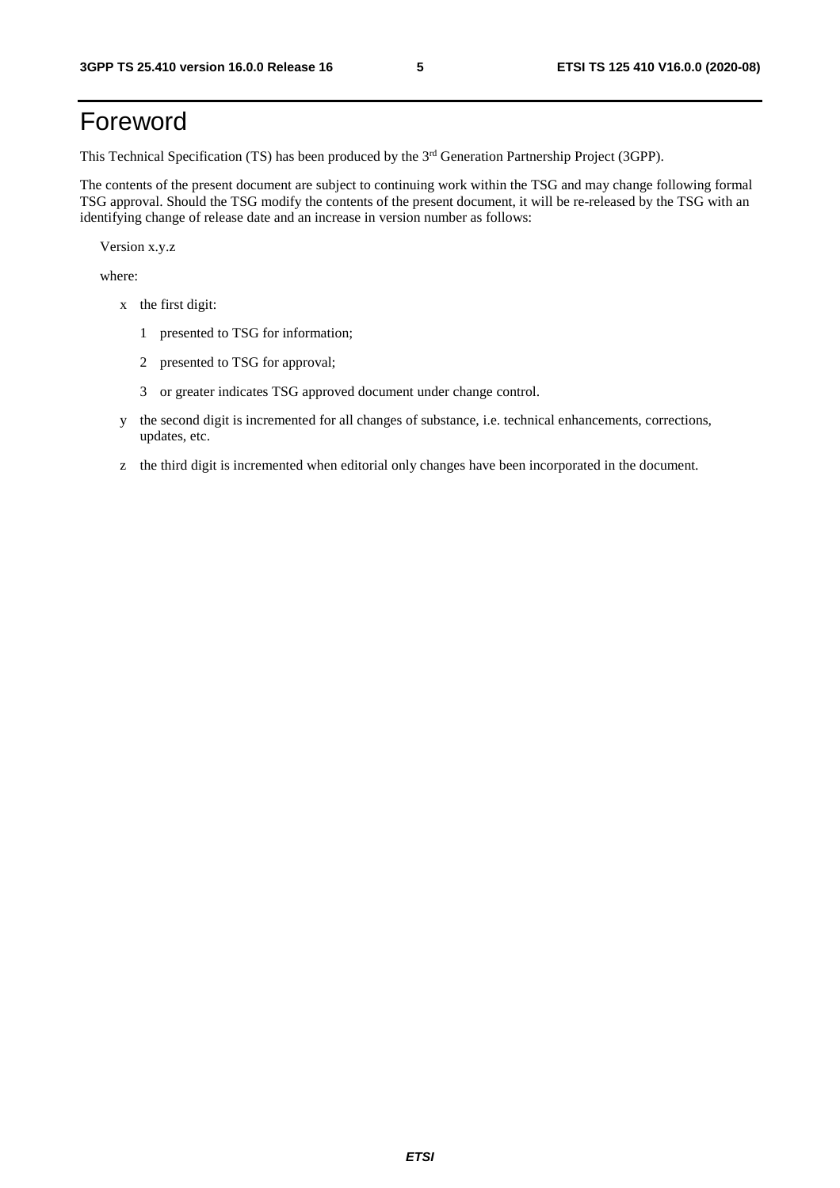# Foreword

This Technical Specification (TS) has been produced by the 3rd Generation Partnership Project (3GPP).

The contents of the present document are subject to continuing work within the TSG and may change following formal TSG approval. Should the TSG modify the contents of the present document, it will be re-released by the TSG with an identifying change of release date and an increase in version number as follows:

Version x.y.z

where:

- x the first digit:
  - 1 presented to TSG for information;
  - 2 presented to TSG for approval;
  - 3 or greater indicates TSG approved document under change control.
- y the second digit is incremented for all changes of substance, i.e. technical enhancements, corrections, updates, etc.
- z the third digit is incremented when editorial only changes have been incorporated in the document.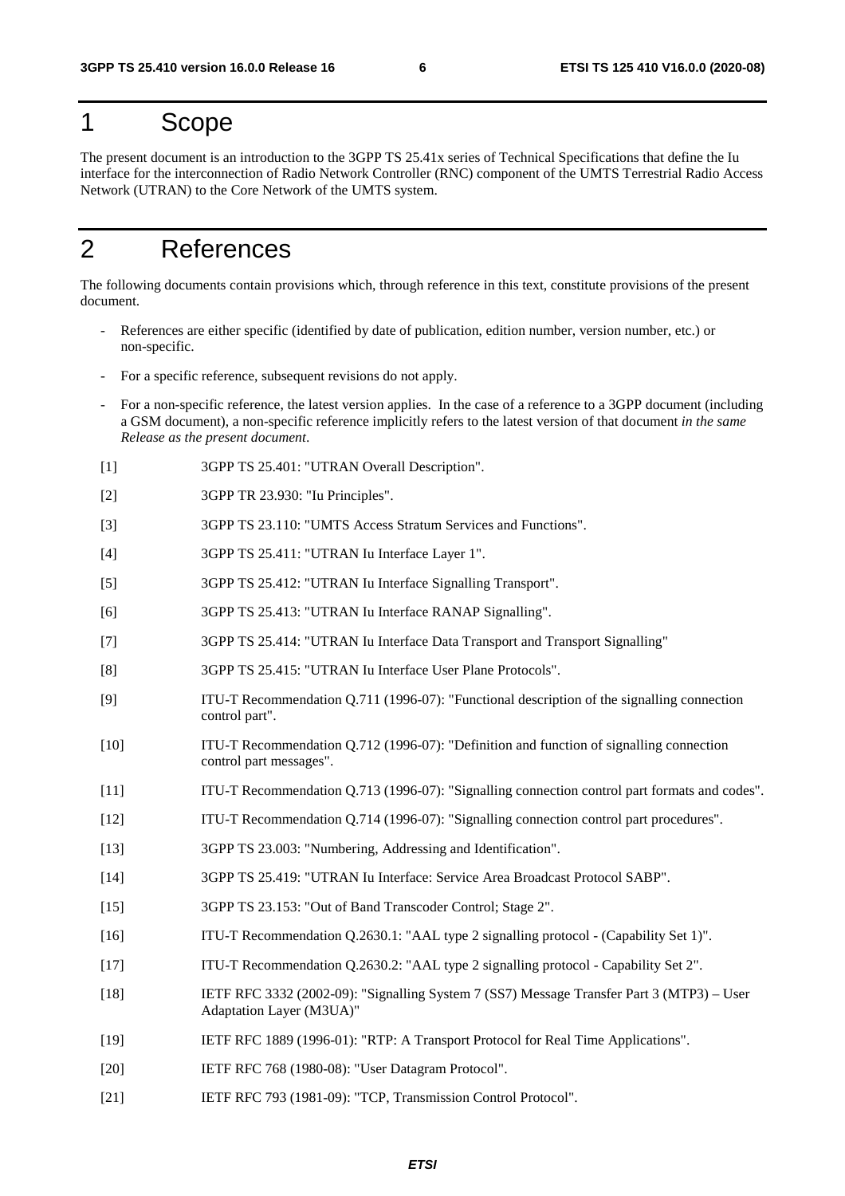# 1 Scope

The present document is an introduction to the 3GPP TS 25.41x series of Technical Specifications that define the Iu interface for the interconnection of Radio Network Controller (RNC) component of the UMTS Terrestrial Radio Access Network (UTRAN) to the Core Network of the UMTS system.

# 2 References

The following documents contain provisions which, through reference in this text, constitute provisions of the present document.

- References are either specific (identified by date of publication, edition number, version number, etc.) or non-specific.
- For a specific reference, subsequent revisions do not apply.
- For a non-specific reference, the latest version applies. In the case of a reference to a 3GPP document (including a GSM document), a non-specific reference implicitly refers to the latest version of that document *in the same Release as the present document*.

[1] 3GPP TS 25.401: "UTRAN Overall Description".

[2] 3GPP TR 23.930: "Iu Principles".

[3] 3GPP TS 23.110: "UMTS Access Stratum Services and Functions".

[4] 3GPP TS 25.411: "UTRAN Iu Interface Layer 1".

[5] 3GPP TS 25.412: "UTRAN Iu Interface Signalling Transport".

[6] 3GPP TS 25.413: "UTRAN Iu Interface RANAP Signalling".

[7] 3GPP TS 25.414: "UTRAN Iu Interface Data Transport and Transport Signalling"

[8] 3GPP TS 25.415: "UTRAN Iu Interface User Plane Protocols".

[9] ITU-T Recommendation Q.711 (1996-07): "Functional description of the signalling connection control part".

[10] ITU-T Recommendation Q.712 (1996-07): "Definition and function of signalling connection control part messages".

[11] ITU-T Recommendation Q.713 (1996-07): "Signalling connection control part formats and codes".

[12] ITU-T Recommendation Q.714 (1996-07): "Signalling connection control part procedures".

[13] 3GPP TS 23.003: "Numbering, Addressing and Identification".

[14] 3GPP TS 25.419: "UTRAN Iu Interface: Service Area Broadcast Protocol SABP".

[15] 3GPP TS 23.153: "Out of Band Transcoder Control; Stage 2".

[16] ITU-T Recommendation Q.2630.1: "AAL type 2 signalling protocol - (Capability Set 1)".

[17] ITU-T Recommendation Q.2630.2: "AAL type 2 signalling protocol - Capability Set 2".

[18] IETF RFC 3332 (2002-09): "Signalling System 7 (SS7) Message Transfer Part 3 (MTP3) – User Adaptation Layer (M3UA)"

[19] IETF RFC 1889 (1996-01): "RTP: A Transport Protocol for Real Time Applications".

[20] IETF RFC 768 (1980-08): "User Datagram Protocol".

[21] IETF RFC 793 (1981-09): "TCP, Transmission Control Protocol".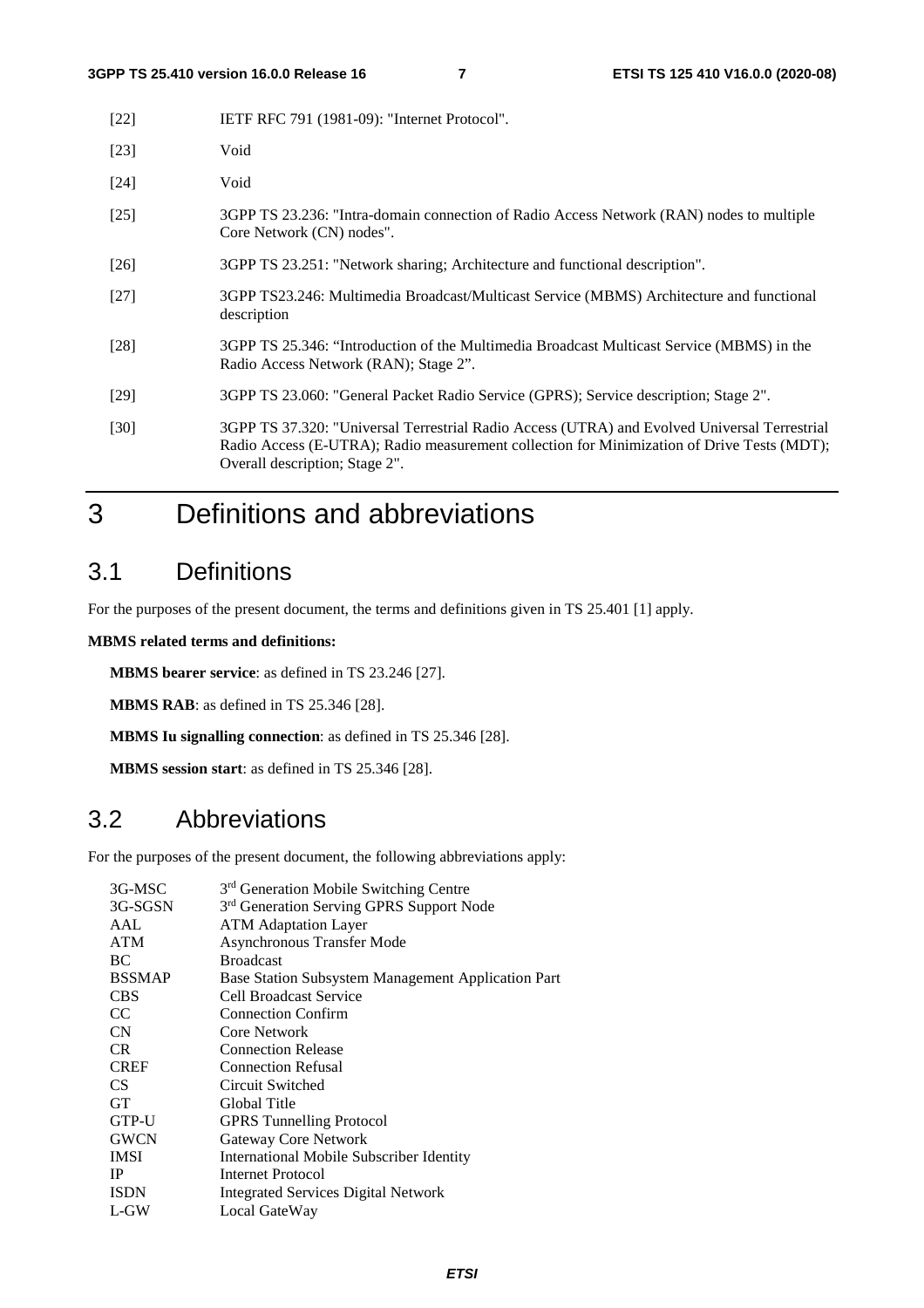[22] IETF RFC 791 (1981-09): "Internet Protocol".

[23] Void

[24] Void

[25] 3GPP TS 23.236: "Intra-domain connection of Radio Access Network (RAN) nodes to multiple Core Network (CN) nodes".

[26] 3GPP TS 23.251: "Network sharing; Architecture and functional description".

[27] 3GPP TS23.246: Multimedia Broadcast/Multicast Service (MBMS) Architecture and functional description

[28] 3GPP TS 25.346: "Introduction of the Multimedia Broadcast Multicast Service (MBMS) in the Radio Access Network (RAN); Stage 2".

[29] 3GPP TS 23.060: "General Packet Radio Service (GPRS); Service description; Stage 2".

[30] 3GPP TS 37.320: "Universal Terrestrial Radio Access (UTRA) and Evolved Universal Terrestrial Radio Access (E-UTRA); Radio measurement collection for Minimization of Drive Tests (MDT); Overall description; Stage 2".

# 3 Definitions and abbreviations

## 3.1 Definitions

For the purposes of the present document, the terms and definitions given in TS 25.401 [1] apply.

**MBMS related terms and definitions:**

**MBMS bearer service**: as defined in TS 23.246 [27].

**MBMS RAB**: as defined in TS 25.346 [28].

**MBMS Iu signalling connection**: as defined in TS 25.346 [28].

**MBMS session start**: as defined in TS 25.346 [28].

## 3.2 Abbreviations

For the purposes of the present document, the following abbreviations apply:

| | |
|---|---|
| 3G-MSC | 3rd Generation Mobile Switching Centre |
| 3G-SGSN | 3rd Generation Serving GPRS Support Node |
| AAL | ATM Adaptation Layer |
| ATM | Asynchronous Transfer Mode |
| BC | Broadcast |
| BSSMAP | Base Station Subsystem Management Application Part |
| CBS | Cell Broadcast Service |
| CC | Connection Confirm |
| CN | Core Network |
| CR | Connection Release |
| CREF | Connection Refusal |
| CS | Circuit Switched |
| GT | Global Title |
| GTP-U | GPRS Tunnelling Protocol |
| GWCN | Gateway Core Network |
| IMSI | International Mobile Subscriber Identity |
| IP | Internet Protocol |
| ISDN | Integrated Services Digital Network |
| L-GW | Local GateWay |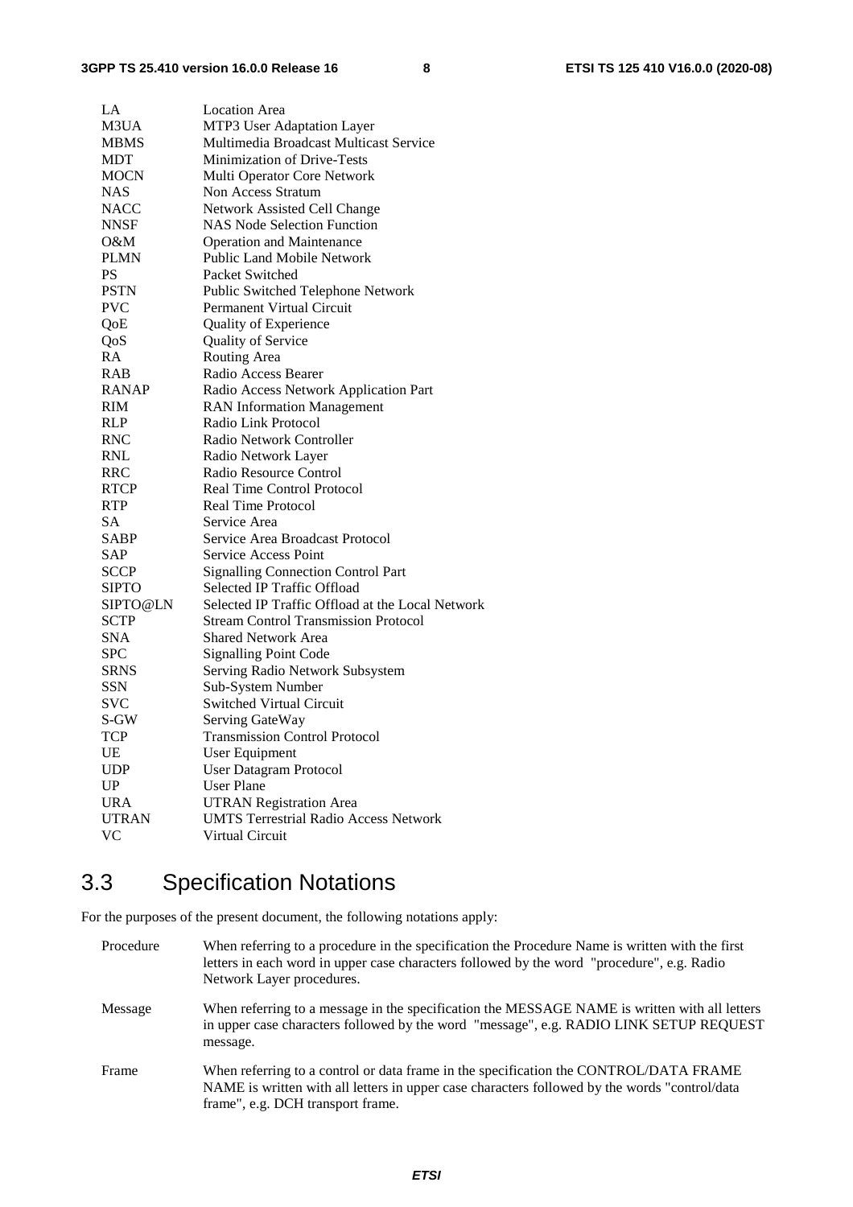| | |
|---|---|
| LA | Location Area |
| M3UA | MTP3 User Adaptation Layer |
| MBMS | Multimedia Broadcast Multicast Service |
| MDT | Minimization of Drive-Tests |
| MOCN | Multi Operator Core Network |
| NAS | Non Access Stratum |
| NACC | Network Assisted Cell Change |
| NNSF | NAS Node Selection Function |
| O&M | Operation and Maintenance |
| PLMN | Public Land Mobile Network |
| PS | Packet Switched |
| PSTN | Public Switched Telephone Network |
| PVC | Permanent Virtual Circuit |
| QoE | Quality of Experience |
| QoS | Quality of Service |
| RA | Routing Area |
| RAB | Radio Access Bearer |
| RANAP | Radio Access Network Application Part |
| RIM | RAN Information Management |
| RLP | Radio Link Protocol |
| RNC | Radio Network Controller |
| RNL | Radio Network Layer |
| RRC | Radio Resource Control |
| RTCP | Real Time Control Protocol |
| RTP | Real Time Protocol |
| SA | Service Area |
| SABP | Service Area Broadcast Protocol |
| SAP | Service Access Point |
| SCCP | Signalling Connection Control Part |
| SIPTO | Selected IP Traffic Offload |
| SIPTO@LN | Selected IP Traffic Offload at the Local Network |
| SCTP | Stream Control Transmission Protocol |
| SNA | Shared Network Area |
| SPC | Signalling Point Code |
| SRNS | Serving Radio Network Subsystem |
| SSN | Sub-System Number |
| SVC | Switched Virtual Circuit |
| S-GW | Serving GateWay |
| TCP | Transmission Control Protocol |
| UE | User Equipment |
| UDP | User Datagram Protocol |
| UP | User Plane |
| URA | UTRAN Registration Area |
| UTRAN | UMTS Terrestrial Radio Access Network |
| VC | Virtual Circuit |

## 3.3 Specification Notations

For the purposes of the present document, the following notations apply:

| | |
|---|---|
| Procedure | When referring to a procedure in the specification the Procedure Name is written with the first letters in each word in upper case characters followed by the word "procedure", e.g. Radio Network Layer procedures. |
| Message | When referring to a message in the specification the MESSAGE NAME is written with all letters in upper case characters followed by the word "message", e.g. RADIO LINK SETUP REQUEST message. |
| Frame | When referring to a control or data frame in the specification the CONTROL/DATA FRAME NAME is written with all letters in upper case characters followed by the words "control/data frame", e.g. DCH transport frame. |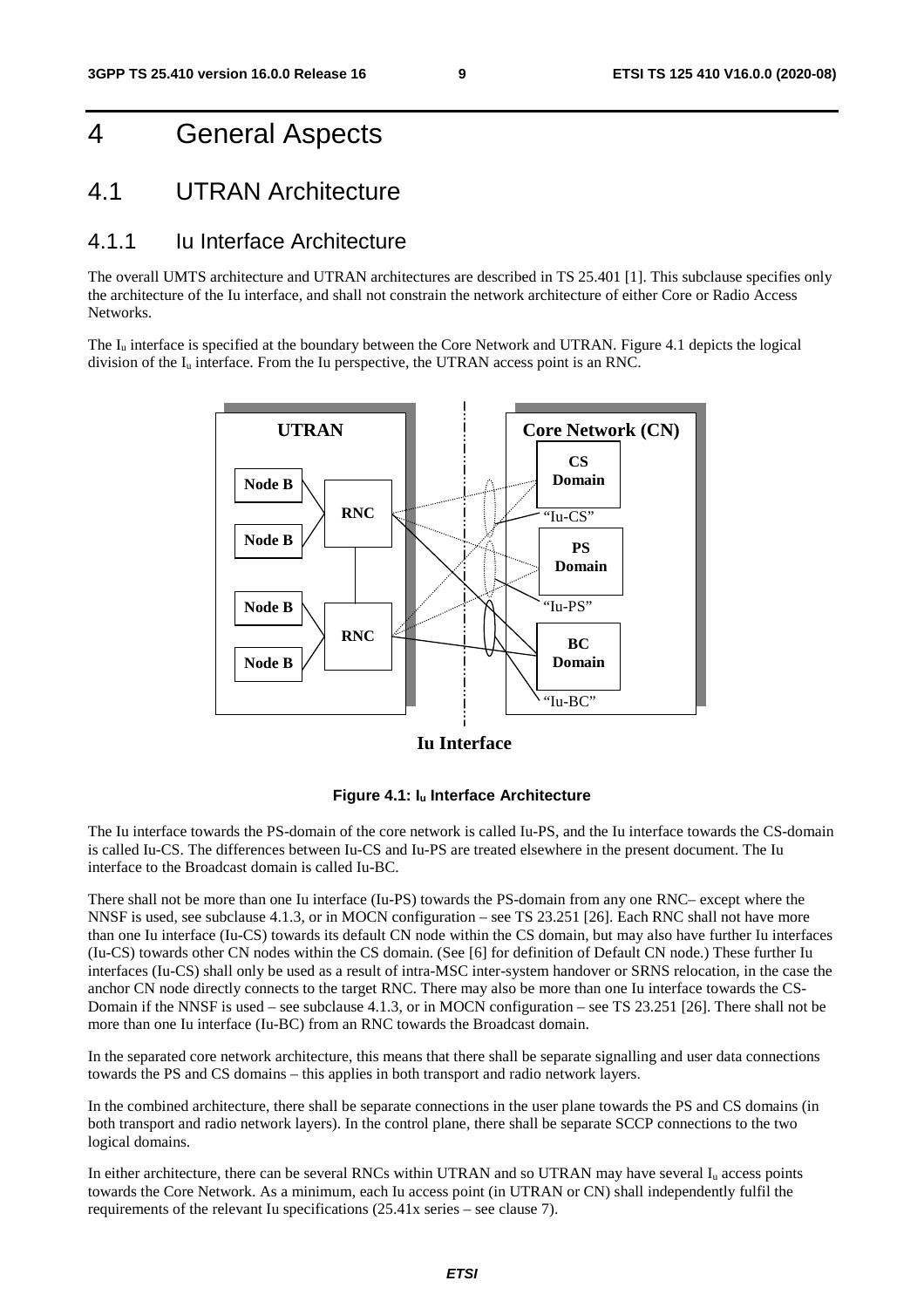# 4 General Aspects

## 4.1 UTRAN Architecture

### 4.1.1 Iu Interface Architecture

The overall UMTS architecture and UTRAN architectures are described in TS 25.401 [1]. This subclause specifies only the architecture of the Iu interface, and shall not constrain the network architecture of either Core or Radio Access Networks.

The $I_u$ interface is specified at the boundary between the Core Network and UTRAN. Figure 4.1 depicts the logical division of the $I_u$ interface. From the Iu perspective, the UTRAN access point is an RNC.

**Figure 4.1: $I_u$ Interface Architecture**

The Iu interface towards the PS-domain of the core network is called Iu-PS, and the Iu interface towards the CS-domain is called Iu-CS. The differences between Iu-CS and Iu-PS are treated elsewhere in the present document. The Iu interface to the Broadcast domain is called Iu-BC.

There shall not be more than one Iu interface (Iu-PS) towards the PS-domain from any one RNC– except where the NNSF is used, see subclause 4.1.3, or in MOCN configuration – see TS 23.251 [26]. Each RNC shall not have more than one Iu interface (Iu-CS) towards its default CN node within the CS domain, but may also have further Iu interfaces (Iu-CS) towards other CN nodes within the CS domain. (See [6] for definition of Default CN node.) These further Iu interfaces (Iu-CS) shall only be used as a result of intra-MSC inter-system handover or SRNS relocation, in the case the anchor CN node directly connects to the target RNC. There may also be more than one Iu interface towards the CS-Domain if the NNSF is used – see subclause 4.1.3, or in MOCN configuration – see TS 23.251 [26]. There shall not be more than one Iu interface (Iu-BC) from an RNC towards the Broadcast domain.

In the separated core network architecture, this means that there shall be separate signalling and user data connections towards the PS and CS domains – this applies in both transport and radio network layers.

In the combined architecture, there shall be separate connections in the user plane towards the PS and CS domains (in both transport and radio network layers). In the control plane, there shall be separate SCCP connections to the two logical domains.

In either architecture, there can be several RNCs within UTRAN and so UTRAN may have several $I_u$ access points towards the Core Network. As a minimum, each Iu access point (in UTRAN or CN) shall independently fulfil the requirements of the relevant Iu specifications (25.41x series – see clause 7).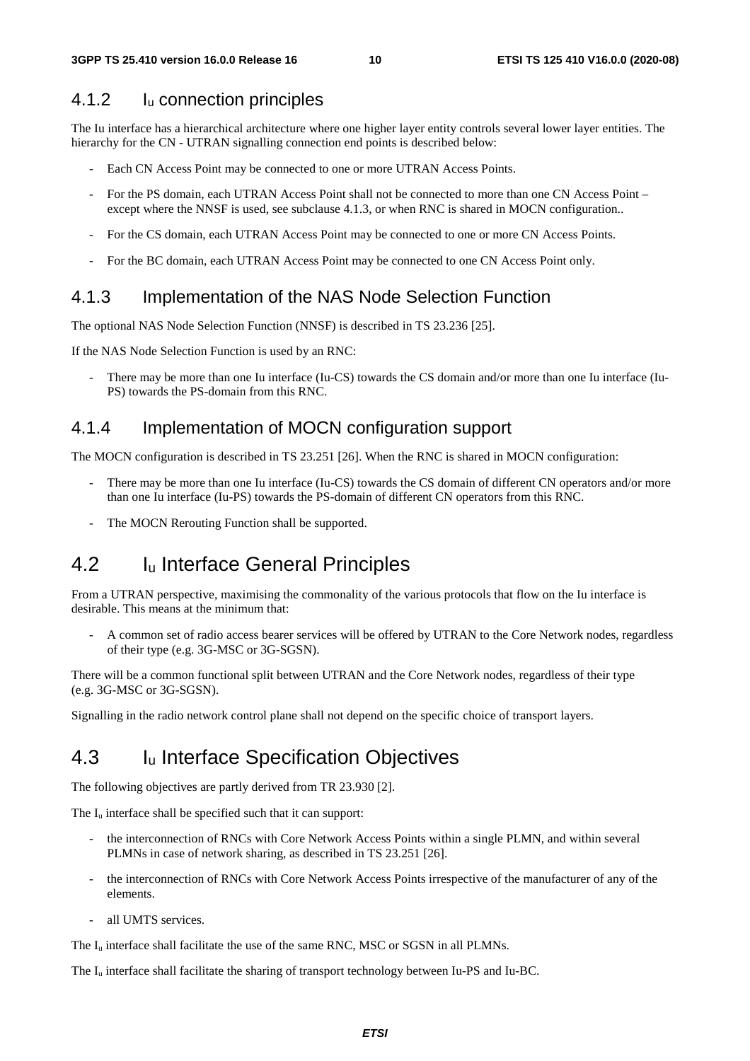### 4.1.2 $I_u$ connection principles

The Iu interface has a hierarchical architecture where one higher layer entity controls several lower layer entities. The hierarchy for the CN - UTRAN signalling connection end points is described below:

- Each CN Access Point may be connected to one or more UTRAN Access Points.
- For the PS domain, each UTRAN Access Point shall not be connected to more than one CN Access Point – except where the NNSF is used, see subclause 4.1.3, or when RNC is shared in MOCN configuration..
- For the CS domain, each UTRAN Access Point may be connected to one or more CN Access Points.
- For the BC domain, each UTRAN Access Point may be connected to one CN Access Point only.

### 4.1.3 Implementation of the NAS Node Selection Function

The optional NAS Node Selection Function (NNSF) is described in TS 23.236 [25].

If the NAS Node Selection Function is used by an RNC:

- There may be more than one Iu interface (Iu-CS) towards the CS domain and/or more than one Iu interface (Iu-PS) towards the PS-domain from this RNC.

### 4.1.4 Implementation of MOCN configuration support

The MOCN configuration is described in TS 23.251 [26]. When the RNC is shared in MOCN configuration:

- There may be more than one Iu interface (Iu-CS) towards the CS domain of different CN operators and/or more than one Iu interface (Iu-PS) towards the PS-domain of different CN operators from this RNC.
- The MOCN Rerouting Function shall be supported.

## 4.2 $I_u$ Interface General Principles

From a UTRAN perspective, maximising the commonality of the various protocols that flow on the Iu interface is desirable. This means at the minimum that:

- A common set of radio access bearer services will be offered by UTRAN to the Core Network nodes, regardless of their type (e.g. 3G-MSC or 3G-SGSN).

There will be a common functional split between UTRAN and the Core Network nodes, regardless of their type (e.g. 3G-MSC or 3G-SGSN).

Signalling in the radio network control plane shall not depend on the specific choice of transport layers.

## 4.3 $I_u$ Interface Specification Objectives

The following objectives are partly derived from TR 23.930 [2].

The $I_u$ interface shall be specified such that it can support:

- the interconnection of RNCs with Core Network Access Points within a single PLMN, and within several PLMNs in case of network sharing, as described in TS 23.251 [26].
- the interconnection of RNCs with Core Network Access Points irrespective of the manufacturer of any of the elements.
- all UMTS services.

The $I_u$ interface shall facilitate the use of the same RNC, MSC or SGSN in all PLMNs.

The $I_u$ interface shall facilitate the sharing of transport technology between Iu-PS and Iu-BC.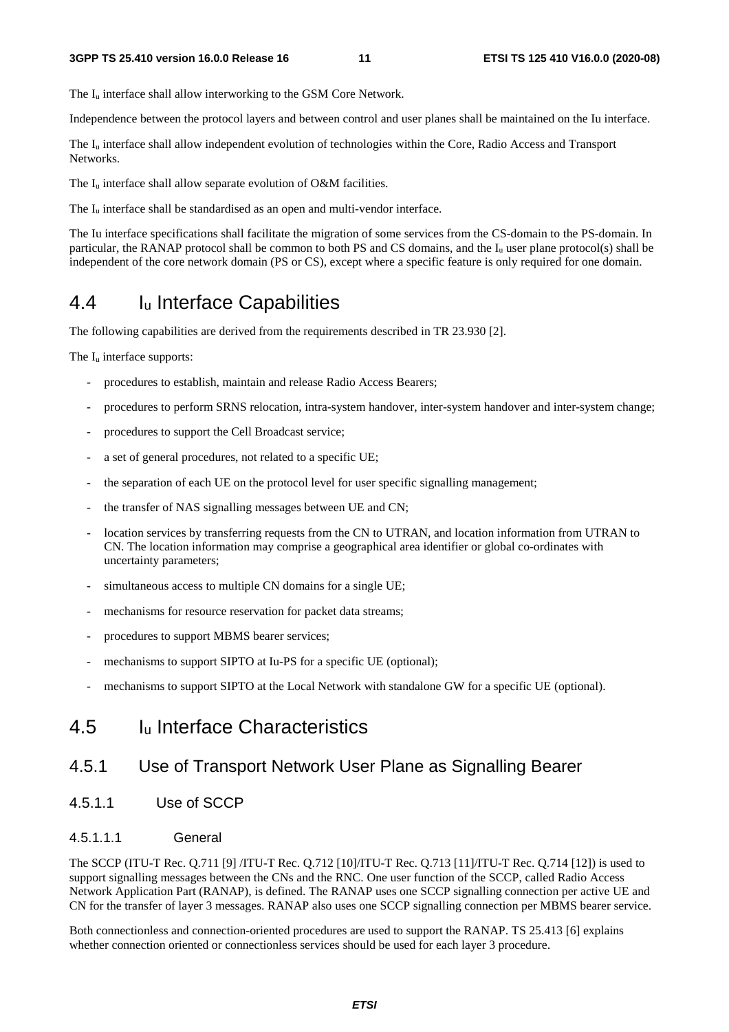The $I_u$ interface shall allow interworking to the GSM Core Network.

Independence between the protocol layers and between control and user planes shall be maintained on the Iu interface.

The $I_u$ interface shall allow independent evolution of technologies within the Core, Radio Access and Transport Networks.

The $I_u$ interface shall allow separate evolution of O&M facilities.

The $I_u$ interface shall be standardised as an open and multi-vendor interface.

The Iu interface specifications shall facilitate the migration of some services from the CS-domain to the PS-domain. In particular, the RANAP protocol shall be common to both PS and CS domains, and the $I_u$ user plane protocol(s) shall be independent of the core network domain (PS or CS), except where a specific feature is only required for one domain.

## 4.4 $I_u$ Interface Capabilities

The following capabilities are derived from the requirements described in TR 23.930 [2].

The $I_u$ interface supports:

- procedures to establish, maintain and release Radio Access Bearers;
- procedures to perform SRNS relocation, intra-system handover, inter-system handover and inter-system change;
- procedures to support the Cell Broadcast service;
- a set of general procedures, not related to a specific UE;
- the separation of each UE on the protocol level for user specific signalling management;
- the transfer of NAS signalling messages between UE and CN;
- location services by transferring requests from the CN to UTRAN, and location information from UTRAN to CN. The location information may comprise a geographical area identifier or global co-ordinates with uncertainty parameters;
- simultaneous access to multiple CN domains for a single UE;
- mechanisms for resource reservation for packet data streams;
- procedures to support MBMS bearer services;
- mechanisms to support SIPTO at Iu-PS for a specific UE (optional);
- mechanisms to support SIPTO at the Local Network with standalone GW for a specific UE (optional).

## 4.5 $I_u$ Interface Characteristics

### 4.5.1 Use of Transport Network User Plane as Signalling Bearer

#### 4.5.1.1 Use of SCCP

##### 4.5.1.1.1 General

The SCCP (ITU-T Rec. Q.711 [9] /ITU-T Rec. Q.712 [10]/ITU-T Rec. Q.713 [11]/ITU-T Rec. Q.714 [12]) is used to support signalling messages between the CNs and the RNC. One user function of the SCCP, called Radio Access Network Application Part (RANAP), is defined. The RANAP uses one SCCP signalling connection per active UE and CN for the transfer of layer 3 messages. RANAP also uses one SCCP signalling connection per MBMS bearer service.

Both connectionless and connection-oriented procedures are used to support the RANAP. TS 25.413 [6] explains whether connection oriented or connectionless services should be used for each layer 3 procedure.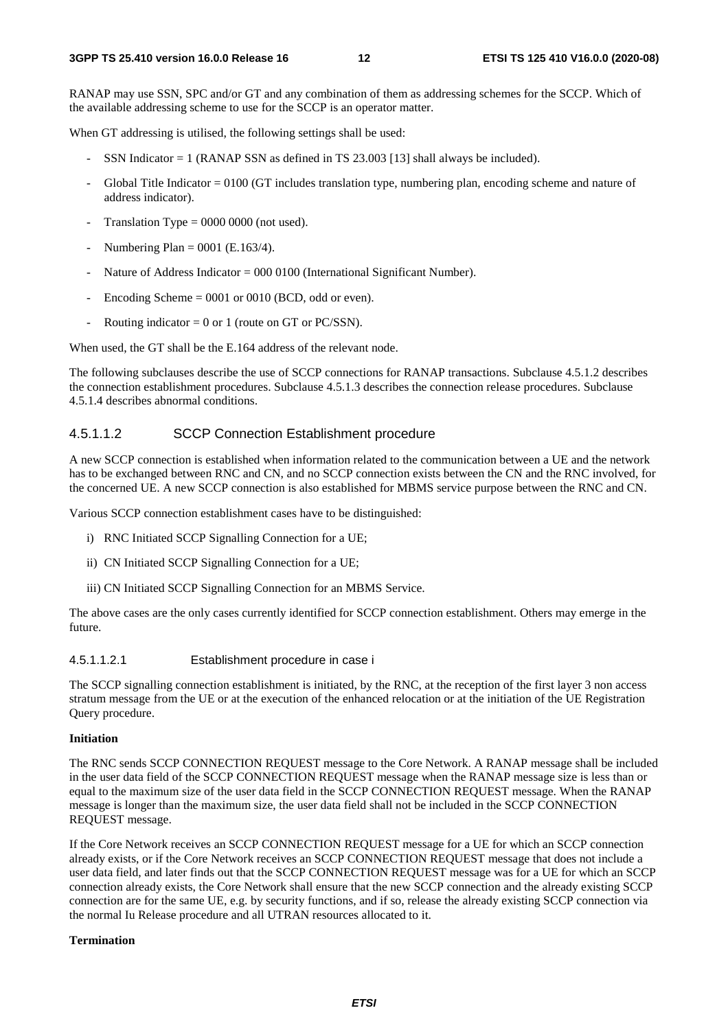RANAP may use SSN, SPC and/or GT and any combination of them as addressing schemes for the SCCP. Which of the available addressing scheme to use for the SCCP is an operator matter.

When GT addressing is utilised, the following settings shall be used:

- SSN Indicator = 1 (RANAP SSN as defined in TS 23.003 [13] shall always be included).
- Global Title Indicator = 0100 (GT includes translation type, numbering plan, encoding scheme and nature of address indicator).
- Translation Type = 0000 0000 (not used).
- Numbering Plan = 0001 (E.163/4).
- Nature of Address Indicator = 000 0100 (International Significant Number).
- Encoding Scheme = 0001 or 0010 (BCD, odd or even).
- Routing indicator = 0 or 1 (route on GT or PC/SSN).

When used, the GT shall be the E.164 address of the relevant node.

The following subclauses describe the use of SCCP connections for RANAP transactions. Subclause 4.5.1.2 describes the connection establishment procedures. Subclause 4.5.1.3 describes the connection release procedures. Subclause 4.5.1.4 describes abnormal conditions.

#### 4.5.1.1.2 SCCP Connection Establishment procedure

A new SCCP connection is established when information related to the communication between a UE and the network has to be exchanged between RNC and CN, and no SCCP connection exists between the CN and the RNC involved, for the concerned UE. A new SCCP connection is also established for MBMS service purpose between the RNC and CN.

Various SCCP connection establishment cases have to be distinguished:

i) RNC Initiated SCCP Signalling Connection for a UE;

ii) CN Initiated SCCP Signalling Connection for a UE;

iii) CN Initiated SCCP Signalling Connection for an MBMS Service.

The above cases are the only cases currently identified for SCCP connection establishment. Others may emerge in the future.

##### 4.5.1.1.2.1 Establishment procedure in case i

The SCCP signalling connection establishment is initiated, by the RNC, at the reception of the first layer 3 non access stratum message from the UE or at the execution of the enhanced relocation or at the initiation of the UE Registration Query procedure.

**Initiation**

The RNC sends SCCP CONNECTION REQUEST message to the Core Network. A RANAP message shall be included in the user data field of the SCCP CONNECTION REQUEST message when the RANAP message size is less than or equal to the maximum size of the user data field in the SCCP CONNECTION REQUEST message. When the RANAP message is longer than the maximum size, the user data field shall not be included in the SCCP CONNECTION REQUEST message.

If the Core Network receives an SCCP CONNECTION REQUEST message for a UE for which an SCCP connection already exists, or if the Core Network receives an SCCP CONNECTION REQUEST message that does not include a user data field, and later finds out that the SCCP CONNECTION REQUEST message was for a UE for which an SCCP connection already exists, the Core Network shall ensure that the new SCCP connection and the already existing SCCP connection are for the same UE, e.g. by security functions, and if so, release the already existing SCCP connection via the normal Iu Release procedure and all UTRAN resources allocated to it.

**Termination**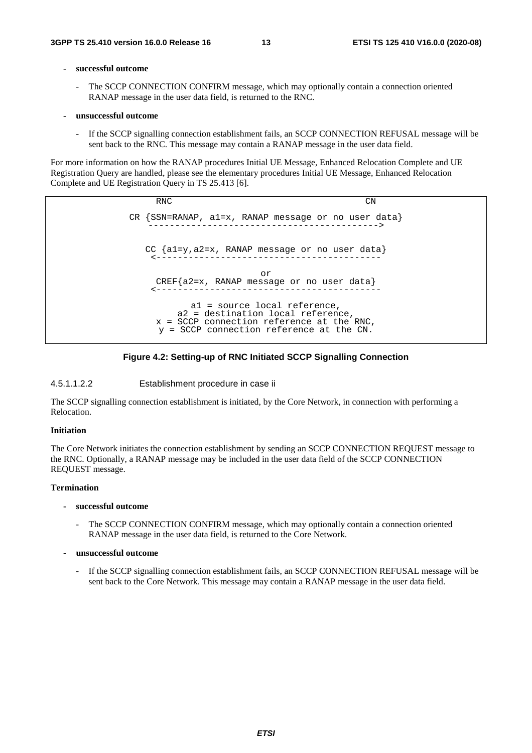- **successful outcome**

  - The SCCP CONNECTION CONFIRM message, which may optionally contain a connection oriented RANAP message in the user data field, is returned to the RNC.

- **unsuccessful outcome**

  - If the SCCP signalling connection establishment fails, an SCCP CONNECTION REFUSAL message will be sent back to the RNC. This message may contain a RANAP message in the user data field.

For more information on how the RANAP procedures Initial UE Message, Enhanced Relocation Complete and UE Registration Query are handled, please see the elementary procedures Initial UE Message, Enhanced Relocation Complete and UE Registration Query in TS 25.413 [6].

```
              RNC                                        CN

         CR {SSN=RANAP, a1=x, RANAP message or no user data}
              ------------------------------------------->

            CC {a1=y,a2=x, RANAP message or no user data}
              <------------------------------------------

                                  or
             CREF{a2=x, RANAP message or no user data}
              <------------------------------------------

                     a1 = source local reference,
                  a2 = destination local reference,
               x = SCCP connection reference at the RNC,
                y = SCCP connection reference at the CN.
```

**Figure 4.2: Setting-up of RNC Initiated SCCP Signalling Connection**

4.5.1.1.2.2 Establishment procedure in case ii

The SCCP signalling connection establishment is initiated, by the Core Network, in connection with performing a Relocation.

**Initiation**

The Core Network initiates the connection establishment by sending an SCCP CONNECTION REQUEST message to the RNC. Optionally, a RANAP message may be included in the user data field of the SCCP CONNECTION REQUEST message.

**Termination**

- **successful outcome**

  - The SCCP CONNECTION CONFIRM message, which may optionally contain a connection oriented RANAP message in the user data field, is returned to the Core Network.

- **unsuccessful outcome**

  - If the SCCP signalling connection establishment fails, an SCCP CONNECTION REFUSAL message will be sent back to the Core Network. This message may contain a RANAP message in the user data field.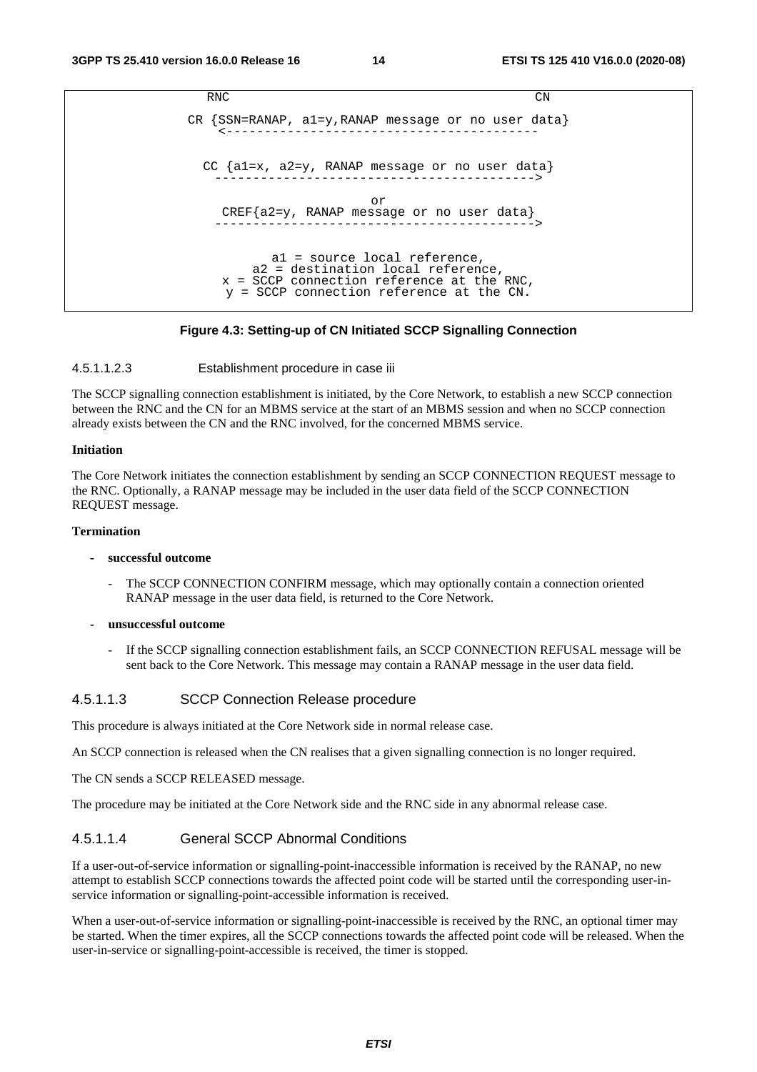```
                RNC                                         CN

           CR {SSN=RANAP, a1=y,RANAP message or no user data}
              <-----------------------------------------

             CC {a1=x, a2=y, RANAP message or no user data}
               ----------------------------------------->

                                 or
              CREF{a2=y, RANAP message or no user data}
               ----------------------------------------->


                      a1 = source local reference,
                   a2 = destination local reference,
               x = SCCP connection reference at the RNC,
                y = SCCP connection reference at the CN.
```

**Figure 4.3: Setting-up of CN Initiated SCCP Signalling Connection**

4.5.1.1.2.3 Establishment procedure in case iii

The SCCP signalling connection establishment is initiated, by the Core Network, to establish a new SCCP connection between the RNC and the CN for an MBMS service at the start of an MBMS session and when no SCCP connection already exists between the CN and the RNC involved, for the concerned MBMS service.

**Initiation**

The Core Network initiates the connection establishment by sending an SCCP CONNECTION REQUEST message to the RNC. Optionally, a RANAP message may be included in the user data field of the SCCP CONNECTION REQUEST message.

**Termination**

- **successful outcome**
  - The SCCP CONNECTION CONFIRM message, which may optionally contain a connection oriented RANAP message in the user data field, is returned to the Core Network.
- **unsuccessful outcome**
  - If the SCCP signalling connection establishment fails, an SCCP CONNECTION REFUSAL message will be sent back to the Core Network. This message may contain a RANAP message in the user data field.

#### 4.5.1.1.3 SCCP Connection Release procedure

This procedure is always initiated at the Core Network side in normal release case.

An SCCP connection is released when the CN realises that a given signalling connection is no longer required.

The CN sends a SCCP RELEASED message.

The procedure may be initiated at the Core Network side and the RNC side in any abnormal release case.

#### 4.5.1.1.4 General SCCP Abnormal Conditions

If a user-out-of-service information or signalling-point-inaccessible information is received by the RANAP, no new attempt to establish SCCP connections towards the affected point code will be started until the corresponding user-in-service information or signalling-point-accessible information is received.

When a user-out-of-service information or signalling-point-inaccessible is received by the RNC, an optional timer may be started. When the timer expires, all the SCCP connections towards the affected point code will be released. When the user-in-service or signalling-point-accessible is received, the timer is stopped.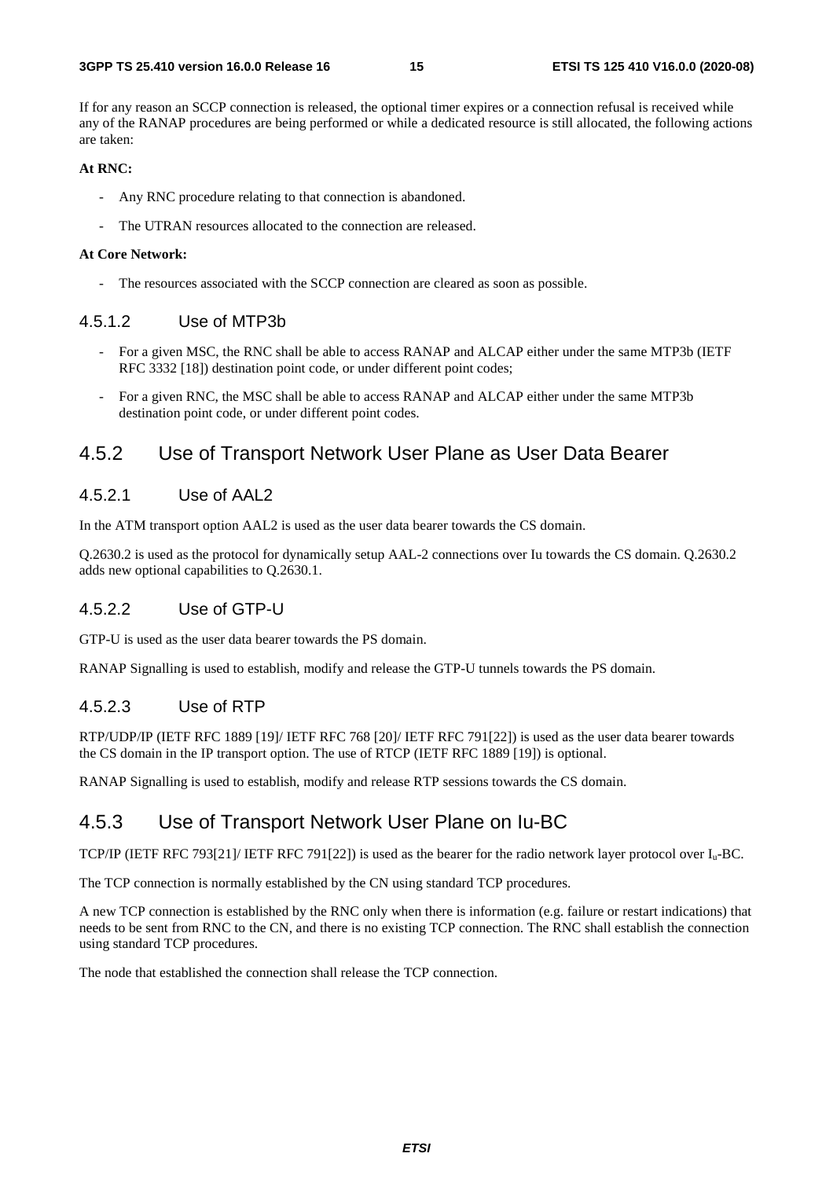If for any reason an SCCP connection is released, the optional timer expires or a connection refusal is received while any of the RANAP procedures are being performed or while a dedicated resource is still allocated, the following actions are taken:

**At RNC:**

- Any RNC procedure relating to that connection is abandoned.
- The UTRAN resources allocated to the connection are released.

**At Core Network:**

- The resources associated with the SCCP connection are cleared as soon as possible.

#### 4.5.1.2 Use of MTP3b

- For a given MSC, the RNC shall be able to access RANAP and ALCAP either under the same MTP3b (IETF RFC 3332 [18]) destination point code, or under different point codes;
- For a given RNC, the MSC shall be able to access RANAP and ALCAP either under the same MTP3b destination point code, or under different point codes.

### 4.5.2 Use of Transport Network User Plane as User Data Bearer

#### 4.5.2.1 Use of AAL2

In the ATM transport option AAL2 is used as the user data bearer towards the CS domain.

Q.2630.2 is used as the protocol for dynamically setup AAL-2 connections over Iu towards the CS domain. Q.2630.2 adds new optional capabilities to Q.2630.1.

#### 4.5.2.2 Use of GTP-U

GTP-U is used as the user data bearer towards the PS domain.

RANAP Signalling is used to establish, modify and release the GTP-U tunnels towards the PS domain.

#### 4.5.2.3 Use of RTP

RTP/UDP/IP (IETF RFC 1889 [19]/ IETF RFC 768 [20]/ IETF RFC 791[22]) is used as the user data bearer towards the CS domain in the IP transport option. The use of RTCP (IETF RFC 1889 [19]) is optional.

RANAP Signalling is used to establish, modify and release RTP sessions towards the CS domain.

### 4.5.3 Use of Transport Network User Plane on Iu-BC

TCP/IP (IETF RFC 793[21]/ IETF RFC 791[22]) is used as the bearer for the radio network layer protocol over $I_u$-BC.

The TCP connection is normally established by the CN using standard TCP procedures.

A new TCP connection is established by the RNC only when there is information (e.g. failure or restart indications) that needs to be sent from RNC to the CN, and there is no existing TCP connection. The RNC shall establish the connection using standard TCP procedures.

The node that established the connection shall release the TCP connection.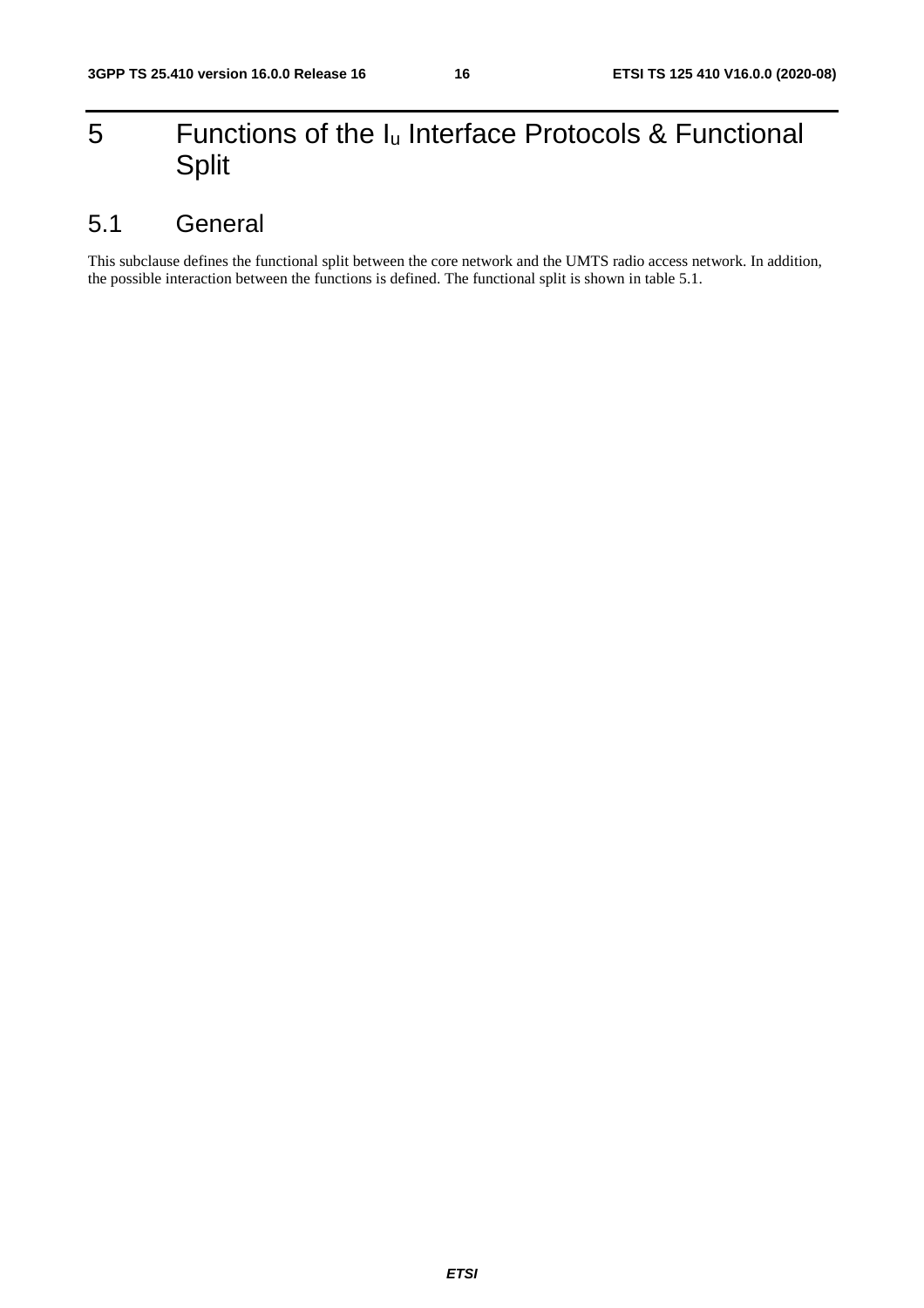# 5 Functions of the $I_u$ Interface Protocols & Functional Split

## 5.1 General

This subclause defines the functional split between the core network and the UMTS radio access network. In addition, the possible interaction between the functions is defined. The functional split is shown in table 5.1.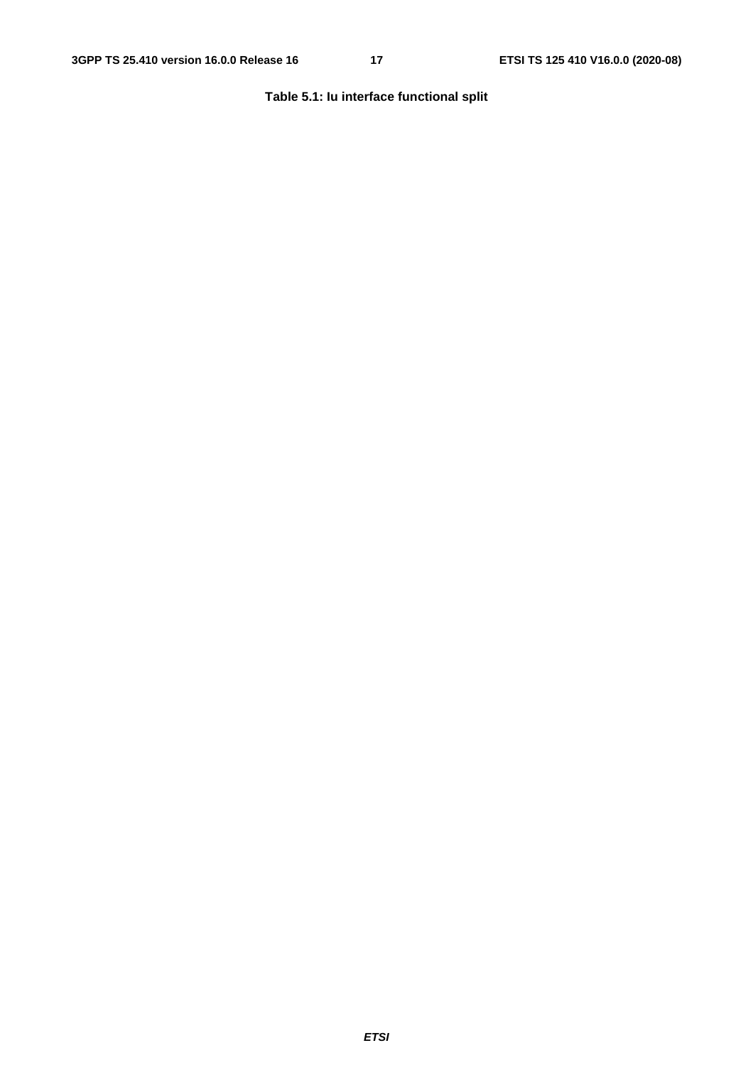**Table 5.1: Iu interface functional split**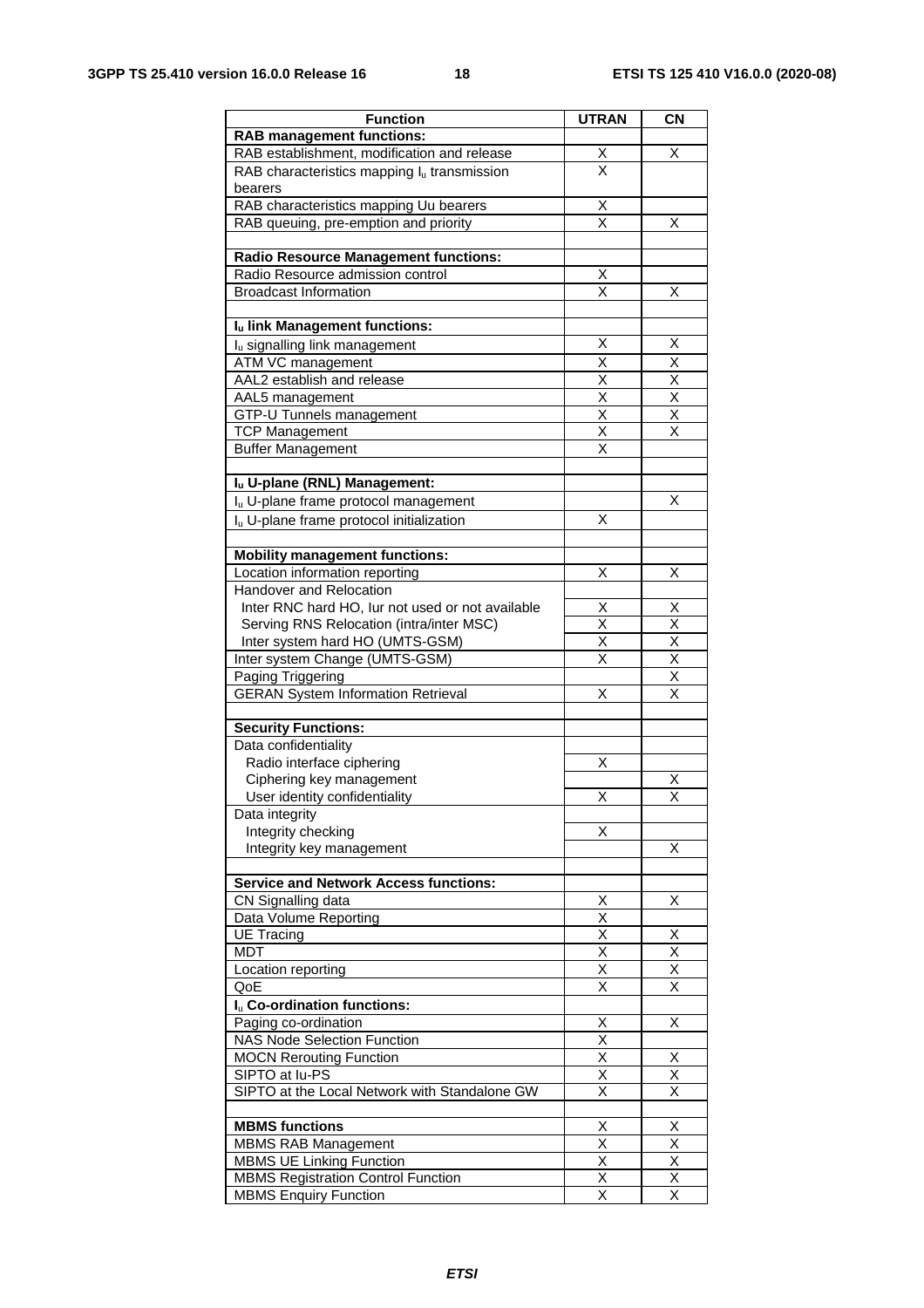| Function | UTRAN | CN |
|---|---|---|
| **RAB management functions:** | | |
| RAB establishment, modification and release | X | X |
| RAB characteristics mapping $I_u$ transmission bearers | X | |
| RAB characteristics mapping Uu bearers | X | |
| RAB queuing, pre-emption and priority | X | X |
| | | |
| **Radio Resource Management functions:** | | |
| Radio Resource admission control | X | |
| Broadcast Information | X | X |
| | | |
| **$I_u$ link Management functions:** | | |
| $I_u$ signalling link management | X | X |
| ATM VC management | X | X |
| AAL2 establish and release | X | X |
| AAL5 management | X | X |
| GTP-U Tunnels management | X | X |
| TCP Management | X | X |
| Buffer Management | X | |
| | | |
| **$I_u$ U-plane (RNL) Management:** | | |
| $I_u$ U-plane frame protocol management | | X |
| $I_u$ U-plane frame protocol initialization | X | |
| | | |
| **Mobility management functions:** | | |
| Location information reporting | X | X |
| Handover and Relocation | | |
| Inter RNC hard HO, Iur not used or not available | X | X |
| Serving RNS Relocation (intra/inter MSC) | X | X |
| Inter system hard HO (UMTS-GSM) | X | X |
| Inter system Change (UMTS-GSM) | X | X |
| Paging Triggering | | X |
| GERAN System Information Retrieval | X | X |
| | | |
| **Security Functions:** | | |
| Data confidentiality | | |
| Radio interface ciphering | X | |
| Ciphering key management | | X |
| User identity confidentiality | X | X |
| Data integrity | | |
| Integrity checking | X | |
| Integrity key management | | X |
| | | |
| **Service and Network Access functions:** | | |
| CN Signalling data | X | X |
| Data Volume Reporting | X | |
| UE Tracing | X | X |
| MDT | X | X |
| Location reporting | X | X |
| QoE | X | X |
| **$I_u$ Co-ordination functions:** | | |
| Paging co-ordination | X | X |
| NAS Node Selection Function | X | |
| MOCN Rerouting Function | X | X |
| SIPTO at Iu-PS | X | X |
| SIPTO at the Local Network with Standalone GW | X | X |
| | | |
| **MBMS functions** | X | X |
| MBMS RAB Management | X | X |
| MBMS UE Linking Function | X | X |
| MBMS Registration Control Function | X | X |
| MBMS Enquiry Function | X | X |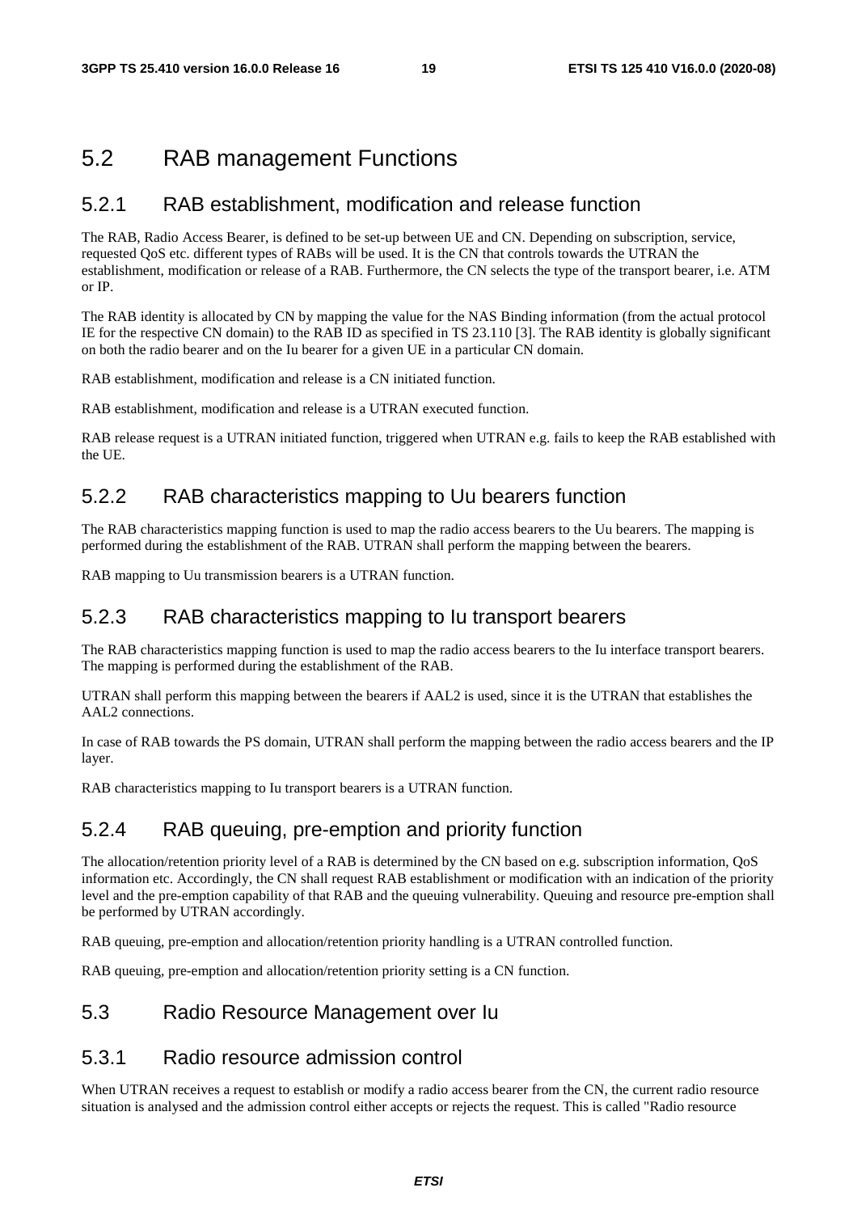## 5.2 RAB management Functions

### 5.2.1 RAB establishment, modification and release function

The RAB, Radio Access Bearer, is defined to be set-up between UE and CN. Depending on subscription, service, requested QoS etc. different types of RABs will be used. It is the CN that controls towards the UTRAN the establishment, modification or release of a RAB. Furthermore, the CN selects the type of the transport bearer, i.e. ATM or IP.

The RAB identity is allocated by CN by mapping the value for the NAS Binding information (from the actual protocol IE for the respective CN domain) to the RAB ID as specified in TS 23.110 [3]. The RAB identity is globally significant on both the radio bearer and on the Iu bearer for a given UE in a particular CN domain.

RAB establishment, modification and release is a CN initiated function.

RAB establishment, modification and release is a UTRAN executed function.

RAB release request is a UTRAN initiated function, triggered when UTRAN e.g. fails to keep the RAB established with the UE.

### 5.2.2 RAB characteristics mapping to Uu bearers function

The RAB characteristics mapping function is used to map the radio access bearers to the Uu bearers. The mapping is performed during the establishment of the RAB. UTRAN shall perform the mapping between the bearers.

RAB mapping to Uu transmission bearers is a UTRAN function.

### 5.2.3 RAB characteristics mapping to Iu transport bearers

The RAB characteristics mapping function is used to map the radio access bearers to the Iu interface transport bearers. The mapping is performed during the establishment of the RAB.

UTRAN shall perform this mapping between the bearers if AAL2 is used, since it is the UTRAN that establishes the AAL2 connections.

In case of RAB towards the PS domain, UTRAN shall perform the mapping between the radio access bearers and the IP layer.

RAB characteristics mapping to Iu transport bearers is a UTRAN function.

### 5.2.4 RAB queuing, pre-emption and priority function

The allocation/retention priority level of a RAB is determined by the CN based on e.g. subscription information, QoS information etc. Accordingly, the CN shall request RAB establishment or modification with an indication of the priority level and the pre-emption capability of that RAB and the queuing vulnerability. Queuing and resource pre-emption shall be performed by UTRAN accordingly.

RAB queuing, pre-emption and allocation/retention priority handling is a UTRAN controlled function.

RAB queuing, pre-emption and allocation/retention priority setting is a CN function.

## 5.3 Radio Resource Management over Iu

### 5.3.1 Radio resource admission control

When UTRAN receives a request to establish or modify a radio access bearer from the CN, the current radio resource situation is analysed and the admission control either accepts or rejects the request. This is called "Radio resource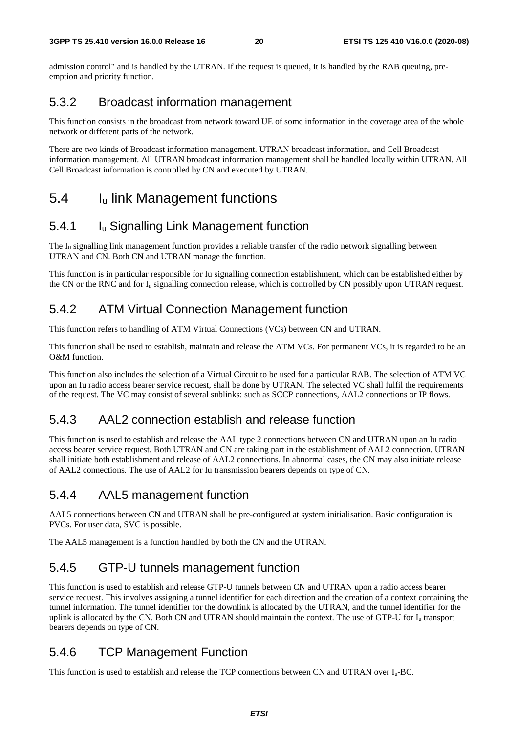admission control" and is handled by the UTRAN. If the request is queued, it is handled by the RAB queuing, pre-emption and priority function.

### 5.3.2 Broadcast information management

This function consists in the broadcast from network toward UE of some information in the coverage area of the whole network or different parts of the network.

There are two kinds of Broadcast information management. UTRAN broadcast information, and Cell Broadcast information management. All UTRAN broadcast information management shall be handled locally within UTRAN. All Cell Broadcast information is controlled by CN and executed by UTRAN.

## 5.4 $I_u$ link Management functions

### 5.4.1 $I_u$ Signalling Link Management function

The $I_u$ signalling link management function provides a reliable transfer of the radio network signalling between UTRAN and CN. Both CN and UTRAN manage the function.

This function is in particular responsible for Iu signalling connection establishment, which can be established either by the CN or the RNC and for $I_u$ signalling connection release, which is controlled by CN possibly upon UTRAN request.

### 5.4.2 ATM Virtual Connection Management function

This function refers to handling of ATM Virtual Connections (VCs) between CN and UTRAN.

This function shall be used to establish, maintain and release the ATM VCs. For permanent VCs, it is regarded to be an O&M function.

This function also includes the selection of a Virtual Circuit to be used for a particular RAB. The selection of ATM VC upon an Iu radio access bearer service request, shall be done by UTRAN. The selected VC shall fulfil the requirements of the request. The VC may consist of several sublinks: such as SCCP connections, AAL2 connections or IP flows.

### 5.4.3 AAL2 connection establish and release function

This function is used to establish and release the AAL type 2 connections between CN and UTRAN upon an Iu radio access bearer service request. Both UTRAN and CN are taking part in the establishment of AAL2 connection. UTRAN shall initiate both establishment and release of AAL2 connections. In abnormal cases, the CN may also initiate release of AAL2 connections. The use of AAL2 for Iu transmission bearers depends on type of CN.

### 5.4.4 AAL5 management function

AAL5 connections between CN and UTRAN shall be pre-configured at system initialisation. Basic configuration is PVCs. For user data, SVC is possible.

The AAL5 management is a function handled by both the CN and the UTRAN.

### 5.4.5 GTP-U tunnels management function

This function is used to establish and release GTP-U tunnels between CN and UTRAN upon a radio access bearer service request. This involves assigning a tunnel identifier for each direction and the creation of a context containing the tunnel information. The tunnel identifier for the downlink is allocated by the UTRAN, and the tunnel identifier for the uplink is allocated by the CN. Both CN and UTRAN should maintain the context. The use of GTP-U for $I_u$ transport bearers depends on type of CN.

### 5.4.6 TCP Management Function

This function is used to establish and release the TCP connections between CN and UTRAN over $I_u$-BC.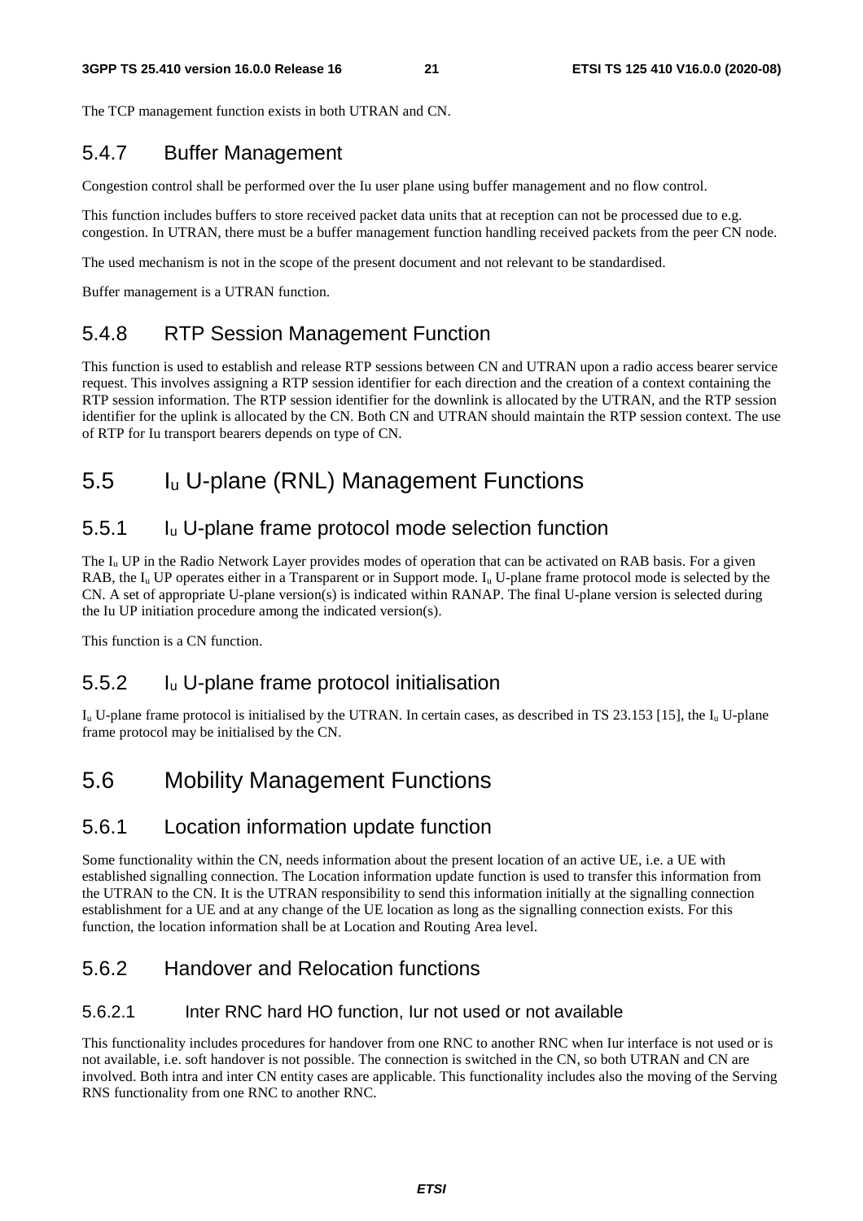The TCP management function exists in both UTRAN and CN.

### 5.4.7 Buffer Management

Congestion control shall be performed over the Iu user plane using buffer management and no flow control.

This function includes buffers to store received packet data units that at reception can not be processed due to e.g. congestion. In UTRAN, there must be a buffer management function handling received packets from the peer CN node.

The used mechanism is not in the scope of the present document and not relevant to be standardised.

Buffer management is a UTRAN function.

### 5.4.8 RTP Session Management Function

This function is used to establish and release RTP sessions between CN and UTRAN upon a radio access bearer service request. This involves assigning a RTP session identifier for each direction and the creation of a context containing the RTP session information. The RTP session identifier for the downlink is allocated by the UTRAN, and the RTP session identifier for the uplink is allocated by the CN. Both CN and UTRAN should maintain the RTP session context. The use of RTP for Iu transport bearers depends on type of CN.

## 5.5 $I_u$ U-plane (RNL) Management Functions

### 5.5.1 $I_u$ U-plane frame protocol mode selection function

The $I_u$ UP in the Radio Network Layer provides modes of operation that can be activated on RAB basis. For a given RAB, the $I_u$ UP operates either in a Transparent or in Support mode. $I_u$ U-plane frame protocol mode is selected by the CN. A set of appropriate U-plane version(s) is indicated within RANAP. The final U-plane version is selected during the Iu UP initiation procedure among the indicated version(s).

This function is a CN function.

### 5.5.2 $I_u$ U-plane frame protocol initialisation

$I_u$ U-plane frame protocol is initialised by the UTRAN. In certain cases, as described in TS 23.153 [15], the $I_u$ U-plane frame protocol may be initialised by the CN.

## 5.6 Mobility Management Functions

### 5.6.1 Location information update function

Some functionality within the CN, needs information about the present location of an active UE, i.e. a UE with established signalling connection. The Location information update function is used to transfer this information from the UTRAN to the CN. It is the UTRAN responsibility to send this information initially at the signalling connection establishment for a UE and at any change of the UE location as long as the signalling connection exists. For this function, the location information shall be at Location and Routing Area level.

### 5.6.2 Handover and Relocation functions

#### 5.6.2.1 Inter RNC hard HO function, Iur not used or not available

This functionality includes procedures for handover from one RNC to another RNC when Iur interface is not used or is not available, i.e. soft handover is not possible. The connection is switched in the CN, so both UTRAN and CN are involved. Both intra and inter CN entity cases are applicable. This functionality includes also the moving of the Serving RNS functionality from one RNC to another RNC.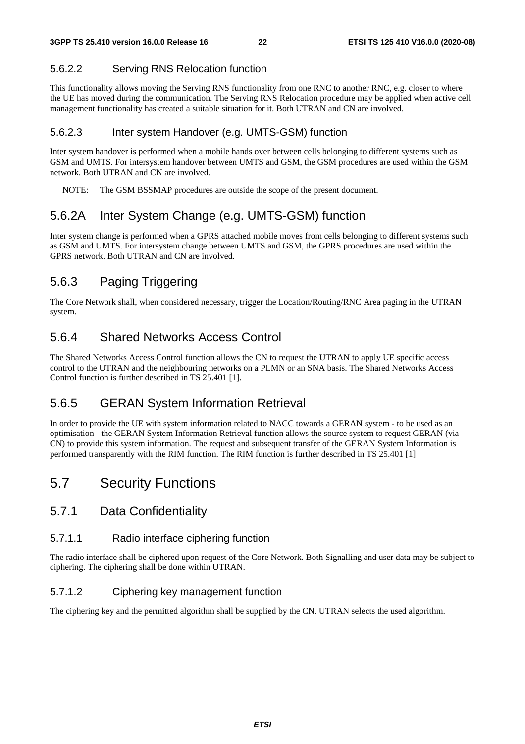#### 5.6.2.2 Serving RNS Relocation function

This functionality allows moving the Serving RNS functionality from one RNC to another RNC, e.g. closer to where the UE has moved during the communication. The Serving RNS Relocation procedure may be applied when active cell management functionality has created a suitable situation for it. Both UTRAN and CN are involved.

#### 5.6.2.3 Inter system Handover (e.g. UMTS-GSM) function

Inter system handover is performed when a mobile hands over between cells belonging to different systems such as GSM and UMTS. For intersystem handover between UMTS and GSM, the GSM procedures are used within the GSM network. Both UTRAN and CN are involved.

NOTE: The GSM BSSMAP procedures are outside the scope of the present document.

### 5.6.2A Inter System Change (e.g. UMTS-GSM) function

Inter system change is performed when a GPRS attached mobile moves from cells belonging to different systems such as GSM and UMTS. For intersystem change between UMTS and GSM, the GPRS procedures are used within the GPRS network. Both UTRAN and CN are involved.

### 5.6.3 Paging Triggering

The Core Network shall, when considered necessary, trigger the Location/Routing/RNC Area paging in the UTRAN system.

### 5.6.4 Shared Networks Access Control

The Shared Networks Access Control function allows the CN to request the UTRAN to apply UE specific access control to the UTRAN and the neighbouring networks on a PLMN or an SNA basis. The Shared Networks Access Control function is further described in TS 25.401 [1].

### 5.6.5 GERAN System Information Retrieval

In order to provide the UE with system information related to NACC towards a GERAN system - to be used as an optimisation - the GERAN System Information Retrieval function allows the source system to request GERAN (via CN) to provide this system information. The request and subsequent transfer of the GERAN System Information is performed transparently with the RIM function. The RIM function is further described in TS 25.401 [1]

## 5.7 Security Functions

### 5.7.1 Data Confidentiality

#### 5.7.1.1 Radio interface ciphering function

The radio interface shall be ciphered upon request of the Core Network. Both Signalling and user data may be subject to ciphering. The ciphering shall be done within UTRAN.

#### 5.7.1.2 Ciphering key management function

The ciphering key and the permitted algorithm shall be supplied by the CN. UTRAN selects the used algorithm.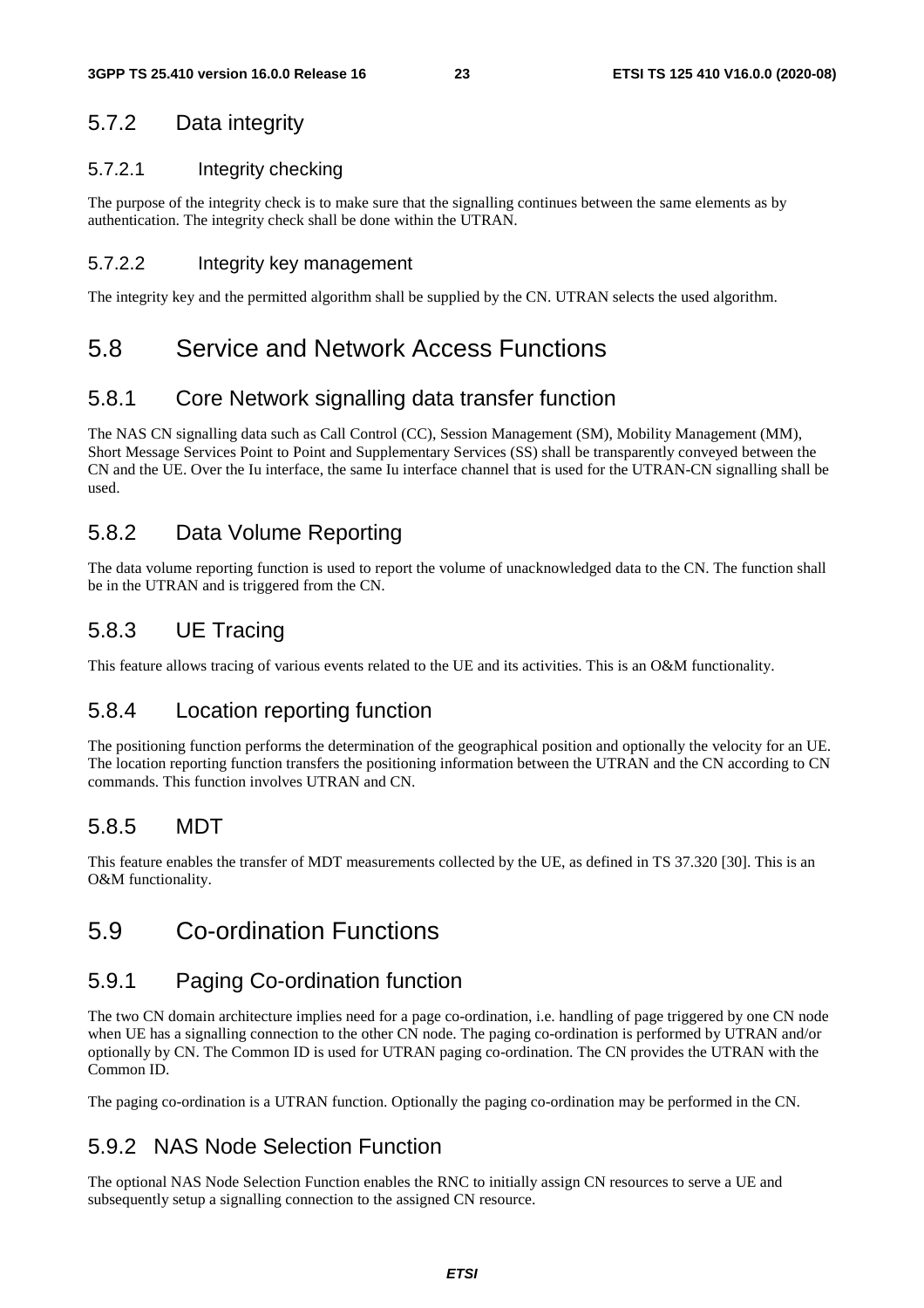### 5.7.2 Data integrity

#### 5.7.2.1 Integrity checking

The purpose of the integrity check is to make sure that the signalling continues between the same elements as by authentication. The integrity check shall be done within the UTRAN.

#### 5.7.2.2 Integrity key management

The integrity key and the permitted algorithm shall be supplied by the CN. UTRAN selects the used algorithm.

## 5.8 Service and Network Access Functions

### 5.8.1 Core Network signalling data transfer function

The NAS CN signalling data such as Call Control (CC), Session Management (SM), Mobility Management (MM), Short Message Services Point to Point and Supplementary Services (SS) shall be transparently conveyed between the CN and the UE. Over the Iu interface, the same Iu interface channel that is used for the UTRAN-CN signalling shall be used.

### 5.8.2 Data Volume Reporting

The data volume reporting function is used to report the volume of unacknowledged data to the CN. The function shall be in the UTRAN and is triggered from the CN.

### 5.8.3 UE Tracing

This feature allows tracing of various events related to the UE and its activities. This is an O&M functionality.

### 5.8.4 Location reporting function

The positioning function performs the determination of the geographical position and optionally the velocity for an UE. The location reporting function transfers the positioning information between the UTRAN and the CN according to CN commands. This function involves UTRAN and CN.

### 5.8.5 MDT

This feature enables the transfer of MDT measurements collected by the UE, as defined in TS 37.320 [30]. This is an O&M functionality.

## 5.9 Co-ordination Functions

### 5.9.1 Paging Co-ordination function

The two CN domain architecture implies need for a page co-ordination, i.e. handling of page triggered by one CN node when UE has a signalling connection to the other CN node. The paging co-ordination is performed by UTRAN and/or optionally by CN. The Common ID is used for UTRAN paging co-ordination. The CN provides the UTRAN with the Common ID.

The paging co-ordination is a UTRAN function. Optionally the paging co-ordination may be performed in the CN.

### 5.9.2 NAS Node Selection Function

The optional NAS Node Selection Function enables the RNC to initially assign CN resources to serve a UE and subsequently setup a signalling connection to the assigned CN resource.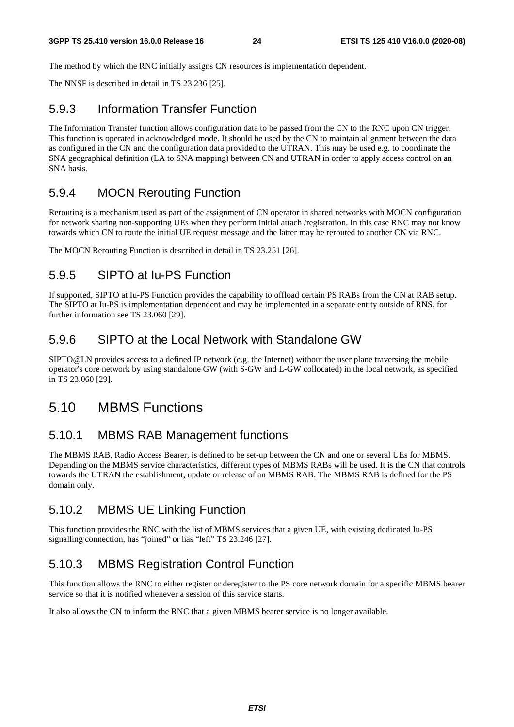The method by which the RNC initially assigns CN resources is implementation dependent.

The NNSF is described in detail in TS 23.236 [25].

### 5.9.3 Information Transfer Function

The Information Transfer function allows configuration data to be passed from the CN to the RNC upon CN trigger. This function is operated in acknowledged mode. It should be used by the CN to maintain alignment between the data as configured in the CN and the configuration data provided to the UTRAN. This may be used e.g. to coordinate the SNA geographical definition (LA to SNA mapping) between CN and UTRAN in order to apply access control on an SNA basis.

### 5.9.4 MOCN Rerouting Function

Rerouting is a mechanism used as part of the assignment of CN operator in shared networks with MOCN configuration for network sharing non-supporting UEs when they perform initial attach /registration. In this case RNC may not know towards which CN to route the initial UE request message and the latter may be rerouted to another CN via RNC.

The MOCN Rerouting Function is described in detail in TS 23.251 [26].

### 5.9.5 SIPTO at Iu-PS Function

If supported, SIPTO at Iu-PS Function provides the capability to offload certain PS RABs from the CN at RAB setup. The SIPTO at Iu-PS is implementation dependent and may be implemented in a separate entity outside of RNS, for further information see TS 23.060 [29].

### 5.9.6 SIPTO at the Local Network with Standalone GW

SIPTO@LN provides access to a defined IP network (e.g. the Internet) without the user plane traversing the mobile operator's core network by using standalone GW (with S-GW and L-GW collocated) in the local network, as specified in TS 23.060 [29].

## 5.10 MBMS Functions

### 5.10.1 MBMS RAB Management functions

The MBMS RAB, Radio Access Bearer, is defined to be set-up between the CN and one or several UEs for MBMS. Depending on the MBMS service characteristics, different types of MBMS RABs will be used. It is the CN that controls towards the UTRAN the establishment, update or release of an MBMS RAB. The MBMS RAB is defined for the PS domain only.

### 5.10.2 MBMS UE Linking Function

This function provides the RNC with the list of MBMS services that a given UE, with existing dedicated Iu-PS signalling connection, has "joined" or has "left" TS 23.246 [27].

### 5.10.3 MBMS Registration Control Function

This function allows the RNC to either register or deregister to the PS core network domain for a specific MBMS bearer service so that it is notified whenever a session of this service starts.

It also allows the CN to inform the RNC that a given MBMS bearer service is no longer available.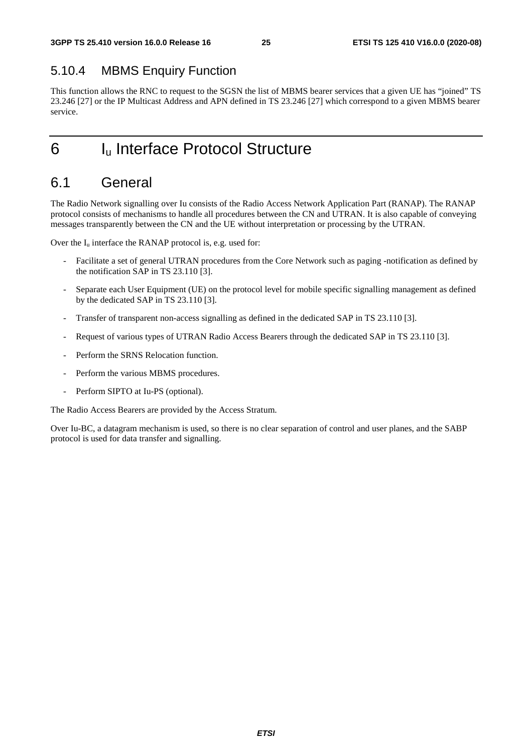### 5.10.4 MBMS Enquiry Function

This function allows the RNC to request to the SGSN the list of MBMS bearer services that a given UE has “joined” TS 23.246 [27] or the IP Multicast Address and APN defined in TS 23.246 [27] which correspond to a given MBMS bearer service.

# 6 I$_u$ Interface Protocol Structure

## 6.1 General

The Radio Network signalling over Iu consists of the Radio Access Network Application Part (RANAP). The RANAP protocol consists of mechanisms to handle all procedures between the CN and UTRAN. It is also capable of conveying messages transparently between the CN and the UE without interpretation or processing by the UTRAN.

Over the I$_u$ interface the RANAP protocol is, e.g. used for:

- Facilitate a set of general UTRAN procedures from the Core Network such as paging -notification as defined by the notification SAP in TS 23.110 [3].
- Separate each User Equipment (UE) on the protocol level for mobile specific signalling management as defined by the dedicated SAP in TS 23.110 [3].
- Transfer of transparent non-access signalling as defined in the dedicated SAP in TS 23.110 [3].
- Request of various types of UTRAN Radio Access Bearers through the dedicated SAP in TS 23.110 [3].
- Perform the SRNS Relocation function.
- Perform the various MBMS procedures.
- Perform SIPTO at Iu-PS (optional).

The Radio Access Bearers are provided by the Access Stratum.

Over Iu-BC, a datagram mechanism is used, so there is no clear separation of control and user planes, and the SABP protocol is used for data transfer and signalling.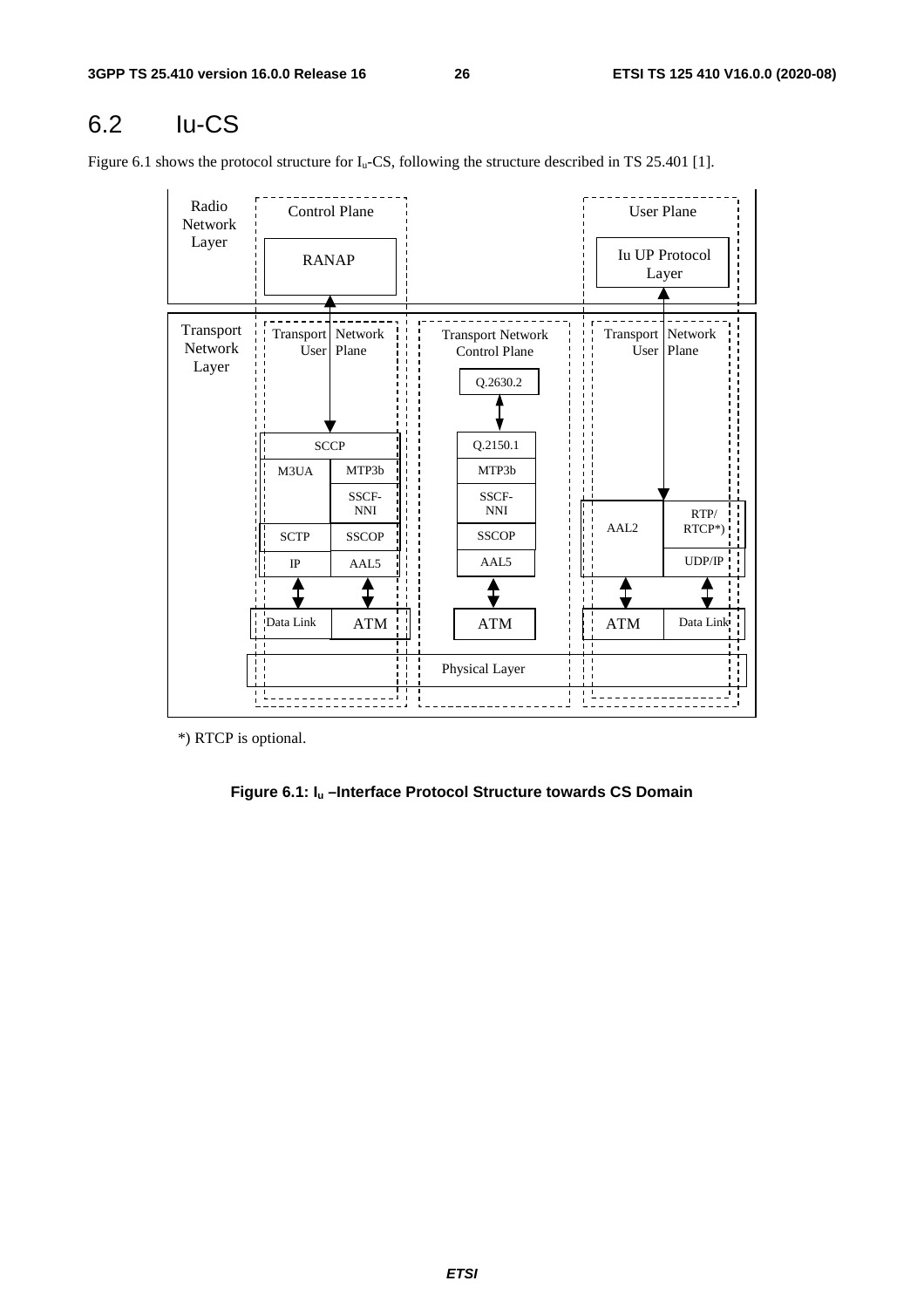## 6.2 Iu-CS

Figure 6.1 shows the protocol structure for $I_u$-CS, following the structure described in TS 25.401 [1].

*) RTCP is optional.

**Figure 6.1: $I_u$ –Interface Protocol Structure towards CS Domain**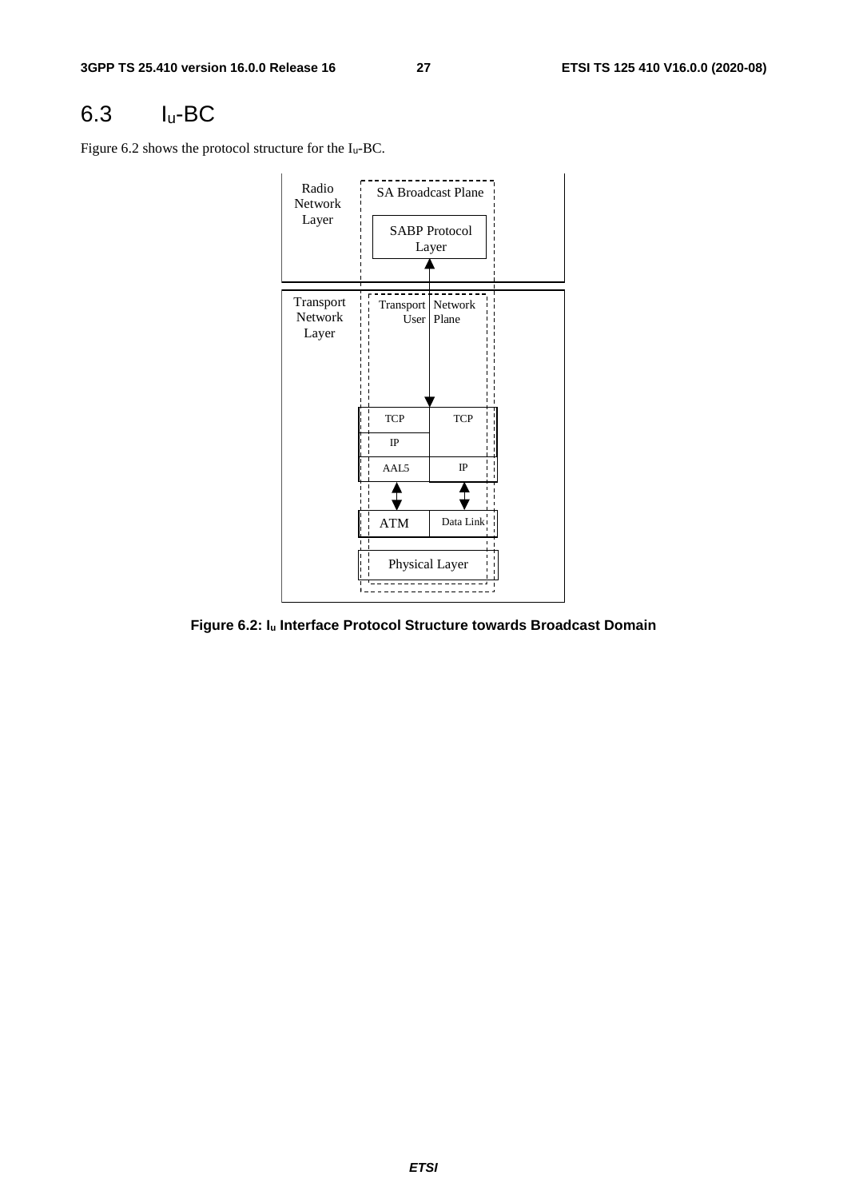## 6.3 $I_u$-BC

Figure 6.2 shows the protocol structure for the $I_u$-BC.

Radio Network Layer

SA Broadcast Plane

SABP Protocol Layer

Transport Network Layer

Transport Network User Plane

| TCP | TCP |
|---|---|
| IP | |
| AAL5 | IP |
| ATM | Data Link |
| Physical Layer | |

**Figure 6.2: $I_u$ Interface Protocol Structure towards Broadcast Domain**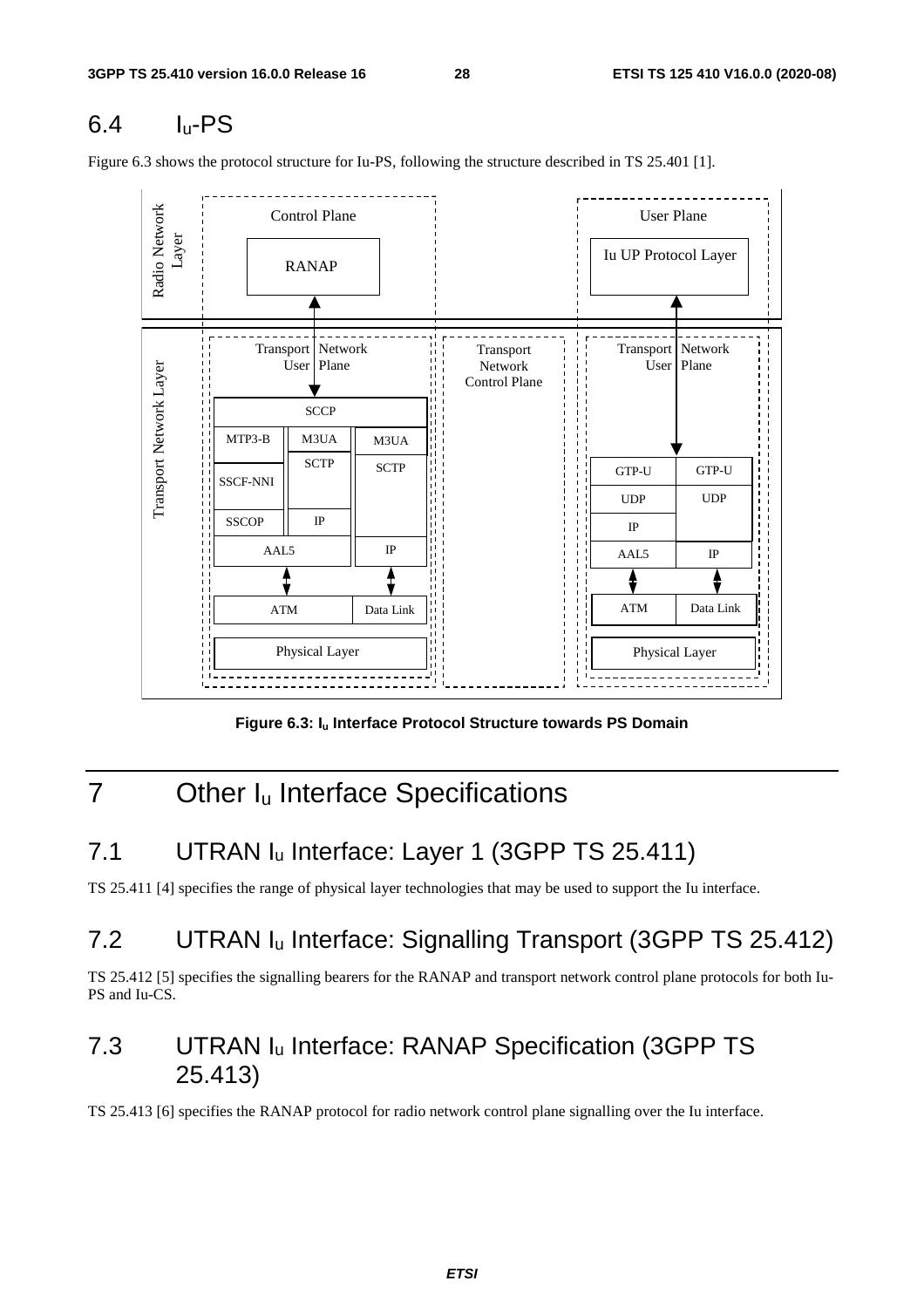## 6.4 I$_u$-PS

Figure 6.3 shows the protocol structure for Iu-PS, following the structure described in TS 25.401 [1].

**Figure 6.3: I$_u$ Interface Protocol Structure towards PS Domain**

# 7 Other I$_u$ Interface Specifications

## 7.1 UTRAN I$_u$ Interface: Layer 1 (3GPP TS 25.411)

TS 25.411 [4] specifies the range of physical layer technologies that may be used to support the Iu interface.

## 7.2 UTRAN I$_u$ Interface: Signalling Transport (3GPP TS 25.412)

TS 25.412 [5] specifies the signalling bearers for the RANAP and transport network control plane protocols for both Iu-PS and Iu-CS.

## 7.3 UTRAN I$_u$ Interface: RANAP Specification (3GPP TS 25.413)

TS 25.413 [6] specifies the RANAP protocol for radio network control plane signalling over the Iu interface.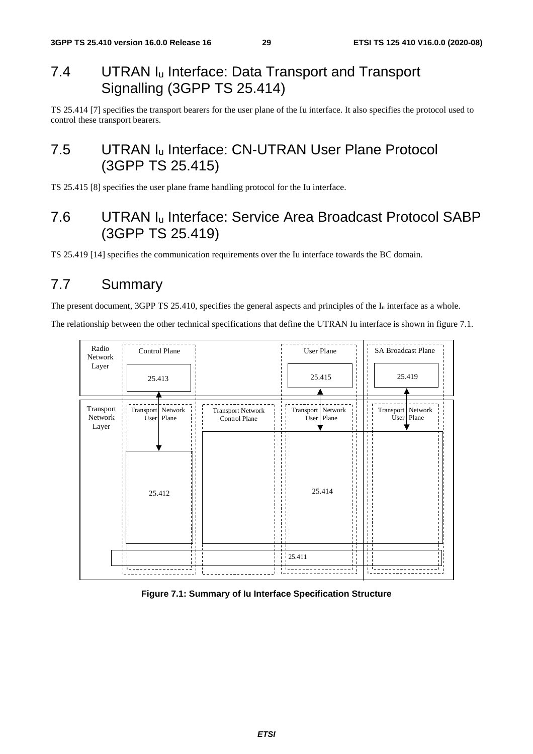## 7.4 UTRAN $I_u$ Interface: Data Transport and Transport Signalling (3GPP TS 25.414)

TS 25.414 [7] specifies the transport bearers for the user plane of the Iu interface. It also specifies the protocol used to control these transport bearers.

## 7.5 UTRAN $I_u$ Interface: CN-UTRAN User Plane Protocol (3GPP TS 25.415)

TS 25.415 [8] specifies the user plane frame handling protocol for the Iu interface.

## 7.6 UTRAN $I_u$ Interface: Service Area Broadcast Protocol SABP (3GPP TS 25.419)

TS 25.419 [14] specifies the communication requirements over the Iu interface towards the BC domain.

## 7.7 Summary

The present document, 3GPP TS 25.410, specifies the general aspects and principles of the $I_u$ interface as a whole.

The relationship between the other technical specifications that define the UTRAN Iu interface is shown in figure 7.1.

Radio Network Layer | Control Plane: 25.413 | User Plane: 25.415 | SA Broadcast Plane: 25.419

Transport Network Layer | Transport Network User Plane: 25.412 | Transport Network Control Plane | Transport Network User Plane: 25.414 | Transport Network User Plane

25.411

**Figure 7.1: Summary of Iu Interface Specification Structure**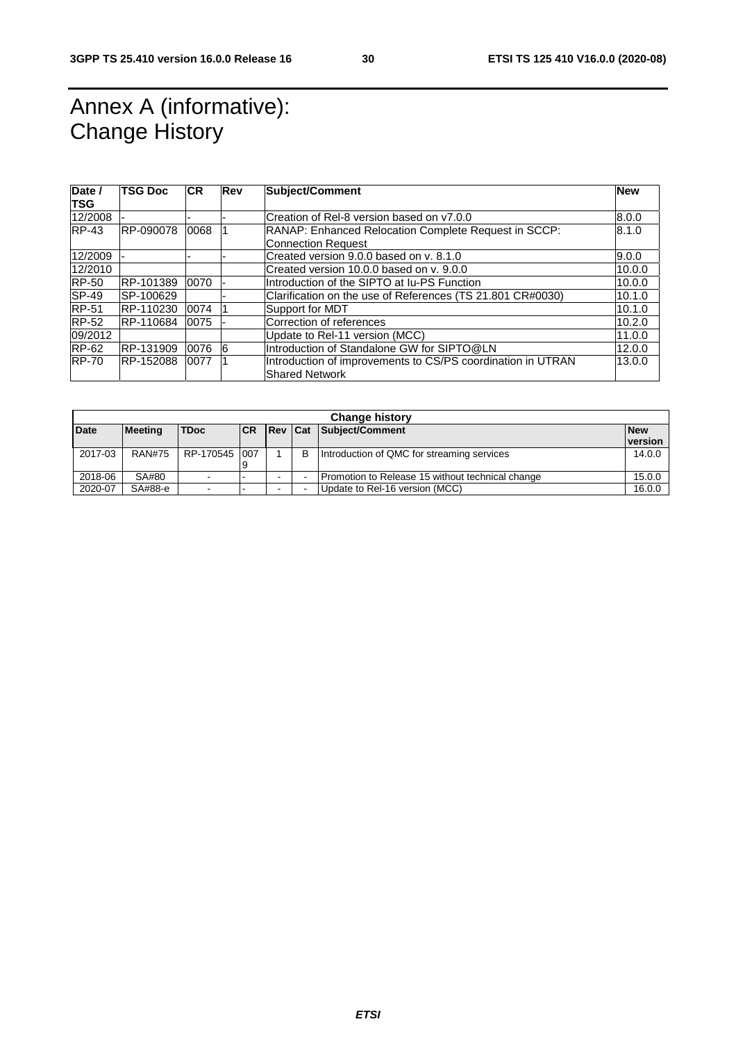# Annex A (informative): Change History

| Date / TSG | TSG Doc | CR | Rev | Subject/Comment | New |
|---|---|---|---|---|---|
| 12/2008 | - | - | - | Creation of Rel-8 version based on v7.0.0 | 8.0.0 |
| RP-43 | RP-090078 | 0068 | 1 | RANAP: Enhanced Relocation Complete Request in SCCP: Connection Request | 8.1.0 |
| 12/2009 | - | - | - | Created version 9.0.0 based on v. 8.1.0 | 9.0.0 |
| 12/2010 | | | | Created version 10.0.0 based on v. 9.0.0 | 10.0.0 |
| RP-50 | RP-101389 | 0070 | - | Introduction of the SIPTO at Iu-PS Function | 10.0.0 |
| SP-49 | SP-100629 | | - | Clarification on the use of References (TS 21.801 CR#0030) | 10.1.0 |
| RP-51 | RP-110230 | 0074 | 1 | Support for MDT | 10.1.0 |
| RP-52 | RP-110684 | 0075 | - | Correction of references | 10.2.0 |
| 09/2012 | | | | Update to Rel-11 version (MCC) | 11.0.0 |
| RP-62 | RP-131909 | 0076 | 6 | Introduction of Standalone GW for SIPTO@LN | 12.0.0 |
| RP-70 | RP-152088 | 0077 | 1 | Introduction of improvements to CS/PS coordination in UTRAN Shared Network | 13.0.0 |

| Change history | | | | | | | |
|---|---|---|---|---|---|---|---|
| **Date** | **Meeting** | **TDoc** | **CR** | **Rev** | **Cat** | **Subject/Comment** | **New version** |
| 2017-03 | RAN#75 | RP-170545 | 0079 | 1 | B | Introduction of QMC for streaming services | 14.0.0 |
| 2018-06 | SA#80 | - | - | - | - | Promotion to Release 15 without technical change | 15.0.0 |
| 2020-07 | SA#88-e | - | - | - | - | Update to Rel-16 version (MCC) | 16.0.0 |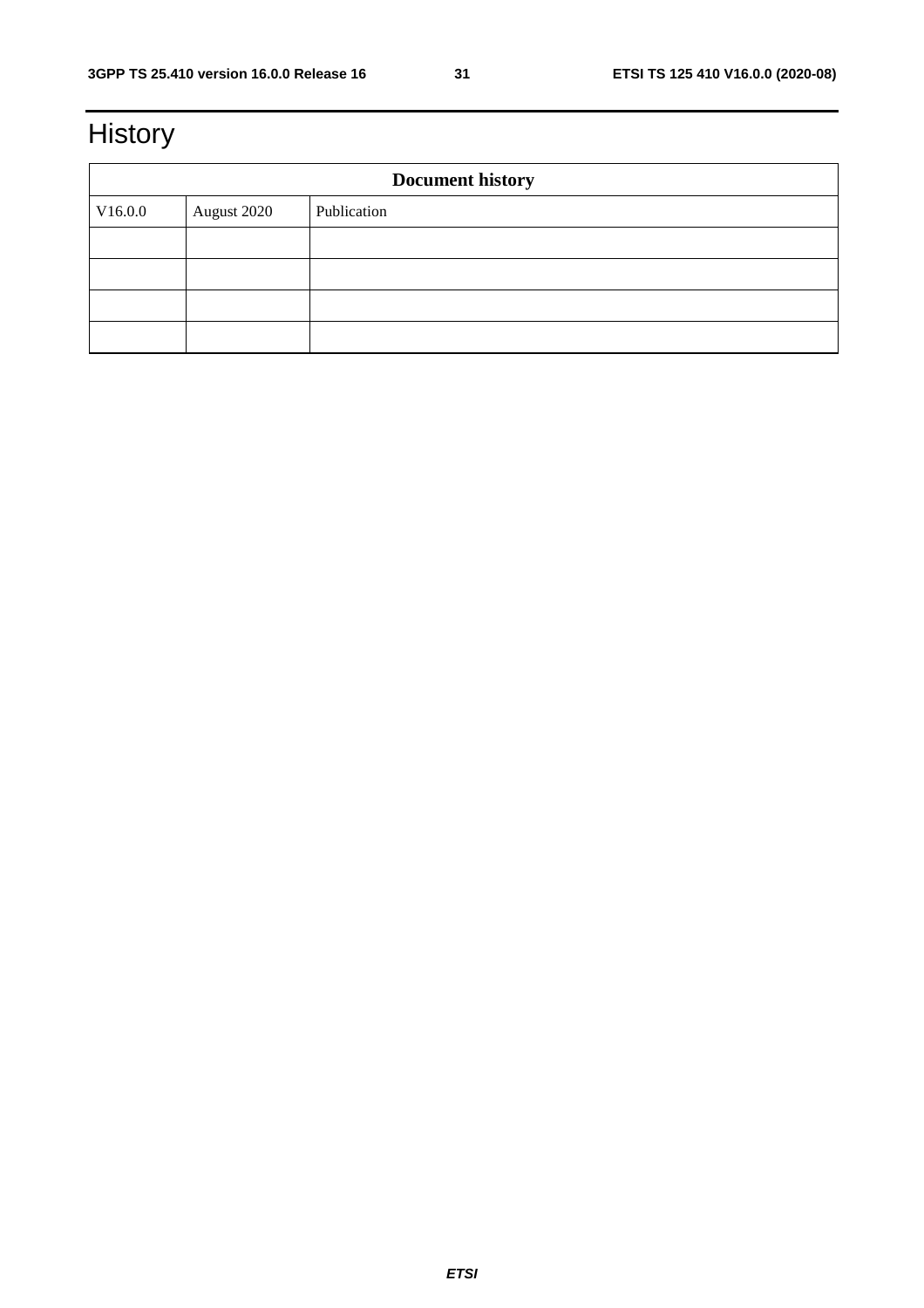# History

| Document history | | |
|---|---|---|
| V16.0.0 | August 2020 | Publication |
| | | |
| | | |
| | | |
| | | |